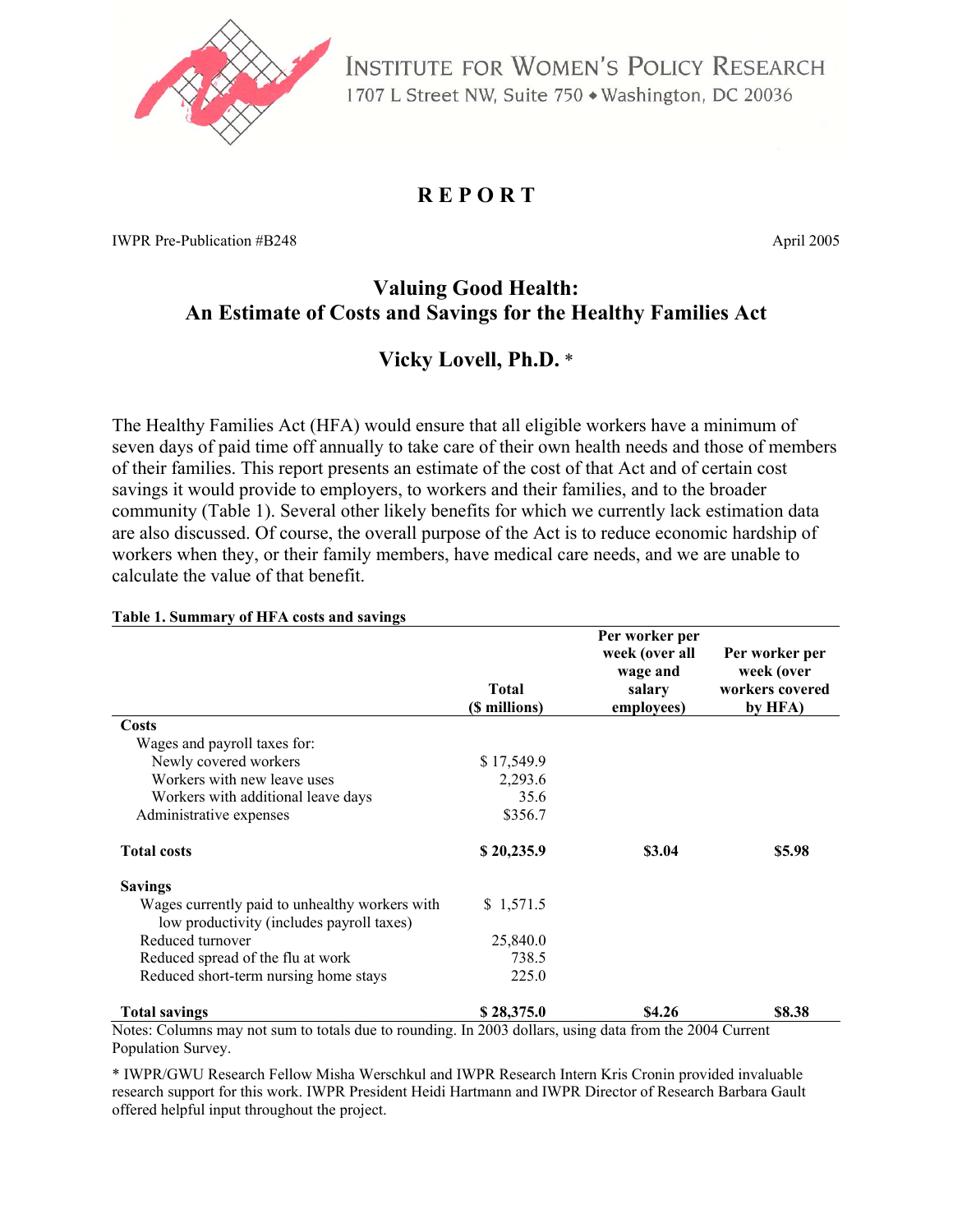INSTITUTE FOR WOMEN'S POLICY RESEARCH
1707 L Street NW, Suite 750 ◆ Washington, DC 20036

# REPORT

IWPR Pre-Publication #B248

April 2005

## Valuing Good Health: An Estimate of Costs and Savings for the Healthy Families Act

### Vicky Lovell, Ph.D. *

The Healthy Families Act (HFA) would ensure that all eligible workers have a minimum of seven days of paid time off annually to take care of their own health needs and those of members of their families. This report presents an estimate of the cost of that Act and of certain cost savings it would provide to employers, to workers and their families, and to the broader community (Table 1). Several other likely benefits for which we currently lack estimation data are also discussed. Of course, the overall purpose of the Act is to reduce economic hardship of workers when they, or their family members, have medical care needs, and we are unable to calculate the value of that benefit.

**Table 1. Summary of HFA costs and savings**

| | Total ($ millions) | Per worker per week (over all wage and salary employees) | Per worker per week (over workers covered by HFA) |
|---|---|---|---|
| **Costs** | | | |
| Wages and payroll taxes for: | | | |
| Newly covered workers | $ 17,549.9 | | |
| Workers with new leave uses | 2,293.6 | | |
| Workers with additional leave days | 35.6 | | |
| Administrative expenses | $356.7 | | |
| **Total costs** | **$ 20,235.9** | **$3.04** | **$5.98** |
| **Savings** | | | |
| Wages currently paid to unhealthy workers with low productivity (includes payroll taxes) | $ 1,571.5 | | |
| Reduced turnover | 25,840.0 | | |
| Reduced spread of the flu at work | 738.5 | | |
| Reduced short-term nursing home stays | 225.0 | | |
| **Total savings** | **$ 28,375.0** | **$4.26** | **$8.38** |

Notes: Columns may not sum to totals due to rounding. In 2003 dollars, using data from the 2004 Current Population Survey.

* IWPR/GWU Research Fellow Misha Werschkul and IWPR Research Intern Kris Cronin provided invaluable research support for this work. IWPR President Heidi Hartmann and IWPR Director of Research Barbara Gault offered helpful input throughout the project.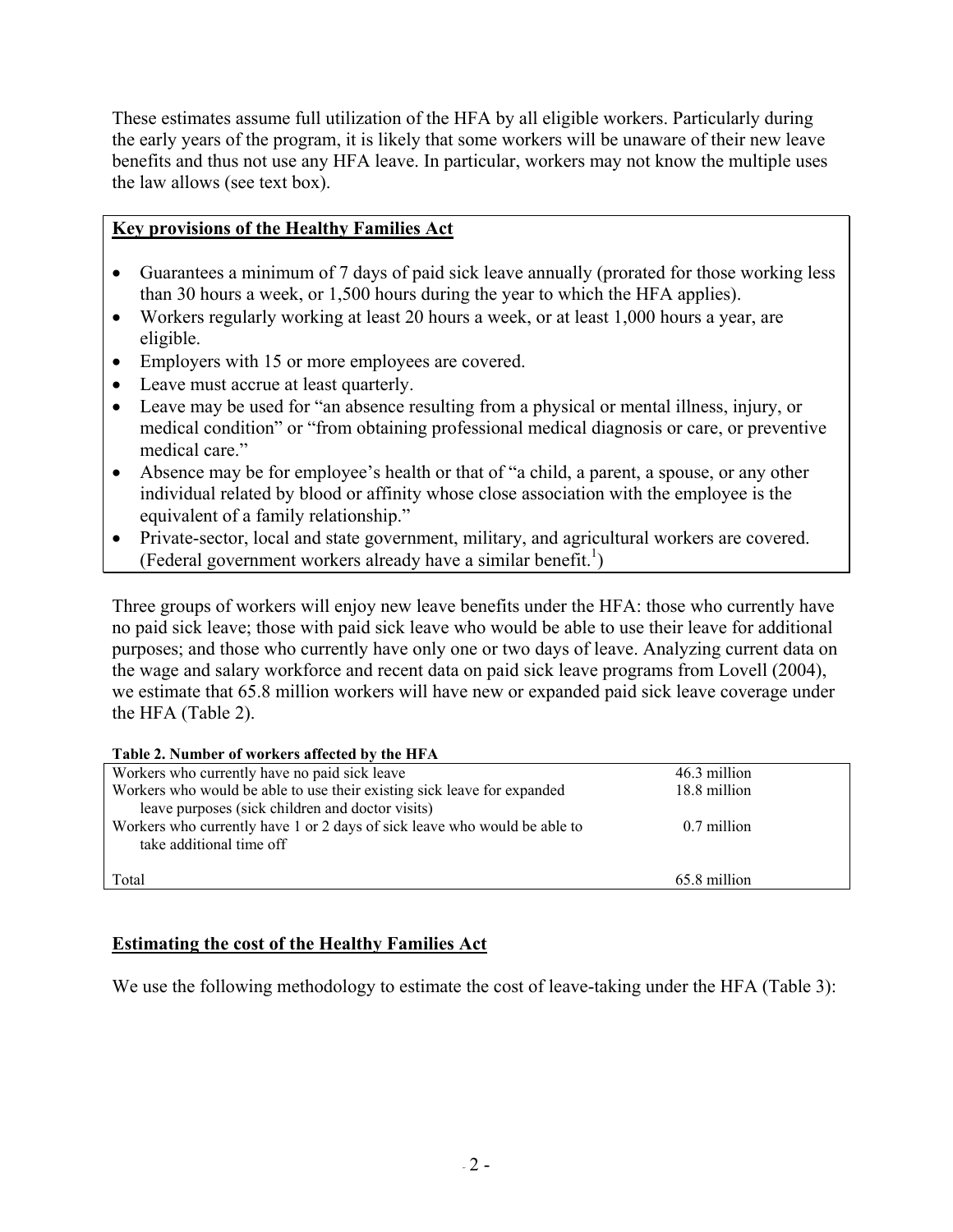These estimates assume full utilization of the HFA by all eligible workers. Particularly during the early years of the program, it is likely that some workers will be unaware of their new leave benefits and thus not use any HFA leave. In particular, workers may not know the multiple uses the law allows (see text box).

**Key provisions of the Healthy Families Act**

- Guarantees a minimum of 7 days of paid sick leave annually (prorated for those working less than 30 hours a week, or 1,500 hours during the year to which the HFA applies).
- Workers regularly working at least 20 hours a week, or at least 1,000 hours a year, are eligible.
- Employers with 15 or more employees are covered.
- Leave must accrue at least quarterly.
- Leave may be used for "an absence resulting from a physical or mental illness, injury, or medical condition" or "from obtaining professional medical diagnosis or care, or preventive medical care."
- Absence may be for employee's health or that of "a child, a parent, a spouse, or any other individual related by blood or affinity whose close association with the employee is the equivalent of a family relationship."
- Private-sector, local and state government, military, and agricultural workers are covered. (Federal government workers already have a similar benefit.[1])

Three groups of workers will enjoy new leave benefits under the HFA: those who currently have no paid sick leave; those with paid sick leave who would be able to use their leave for additional purposes; and those who currently have only one or two days of leave. Analyzing current data on the wage and salary workforce and recent data on paid sick leave programs from Lovell (2004), we estimate that 65.8 million workers will have new or expanded paid sick leave coverage under the HFA (Table 2).

**Table 2. Number of workers affected by the HFA**

| | |
|---|---|
| Workers who currently have no paid sick leave | 46.3 million |
| Workers who would be able to use their existing sick leave for expanded leave purposes (sick children and doctor visits) | 18.8 million |
| Workers who currently have 1 or 2 days of sick leave who would be able to take additional time off | 0.7 million |
| Total | 65.8 million |

## Estimating the cost of the Healthy Families Act

We use the following methodology to estimate the cost of leave-taking under the HFA (Table 3):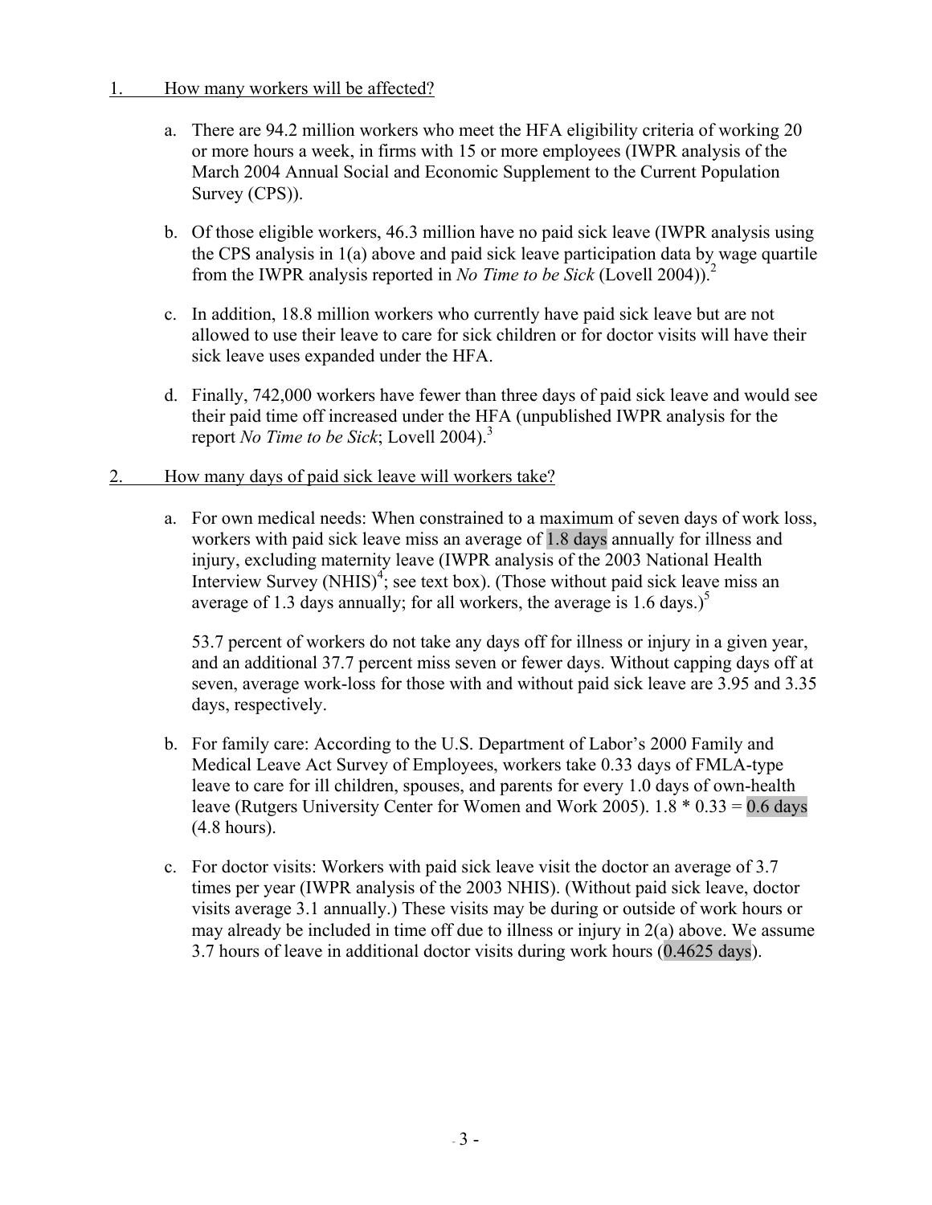1. How many workers will be affected?

   a. There are 94.2 million workers who meet the HFA eligibility criteria of working 20 or more hours a week, in firms with 15 or more employees (IWPR analysis of the March 2004 Annual Social and Economic Supplement to the Current Population Survey (CPS)).

   b. Of those eligible workers, 46.3 million have no paid sick leave (IWPR analysis using the CPS analysis in 1(a) above and paid sick leave participation data by wage quartile from the IWPR analysis reported in *No Time to be Sick* (Lovell 2004)).[2]

   c. In addition, 18.8 million workers who currently have paid sick leave but are not allowed to use their leave to care for sick children or for doctor visits will have their sick leave uses expanded under the HFA.

   d. Finally, 742,000 workers have fewer than three days of paid sick leave and would see their paid time off increased under the HFA (unpublished IWPR analysis for the report *No Time to be Sick*; Lovell 2004).[3]

2. How many days of paid sick leave will workers take?

   a. For own medical needs: When constrained to a maximum of seven days of work loss, workers with paid sick leave miss an average of 1.8 days annually for illness and injury, excluding maternity leave (IWPR analysis of the 2003 National Health Interview Survey (NHIS)[4]; see text box). (Those without paid sick leave miss an average of 1.3 days annually; for all workers, the average is 1.6 days.)[5]

      53.7 percent of workers do not take any days off for illness or injury in a given year, and an additional 37.7 percent miss seven or fewer days. Without capping days off at seven, average work-loss for those with and without paid sick leave are 3.95 and 3.35 days, respectively.

   b. For family care: According to the U.S. Department of Labor's 2000 Family and Medical Leave Act Survey of Employees, workers take 0.33 days of FMLA-type leave to care for ill children, spouses, and parents for every 1.0 days of own-health leave (Rutgers University Center for Women and Work 2005). 1.8 * 0.33 = 0.6 days (4.8 hours).

   c. For doctor visits: Workers with paid sick leave visit the doctor an average of 3.7 times per year (IWPR analysis of the 2003 NHIS). (Without paid sick leave, doctor visits average 3.1 annually.) These visits may be during or outside of work hours or may already be included in time off due to illness or injury in 2(a) above. We assume 3.7 hours of leave in additional doctor visits during work hours (0.4625 days).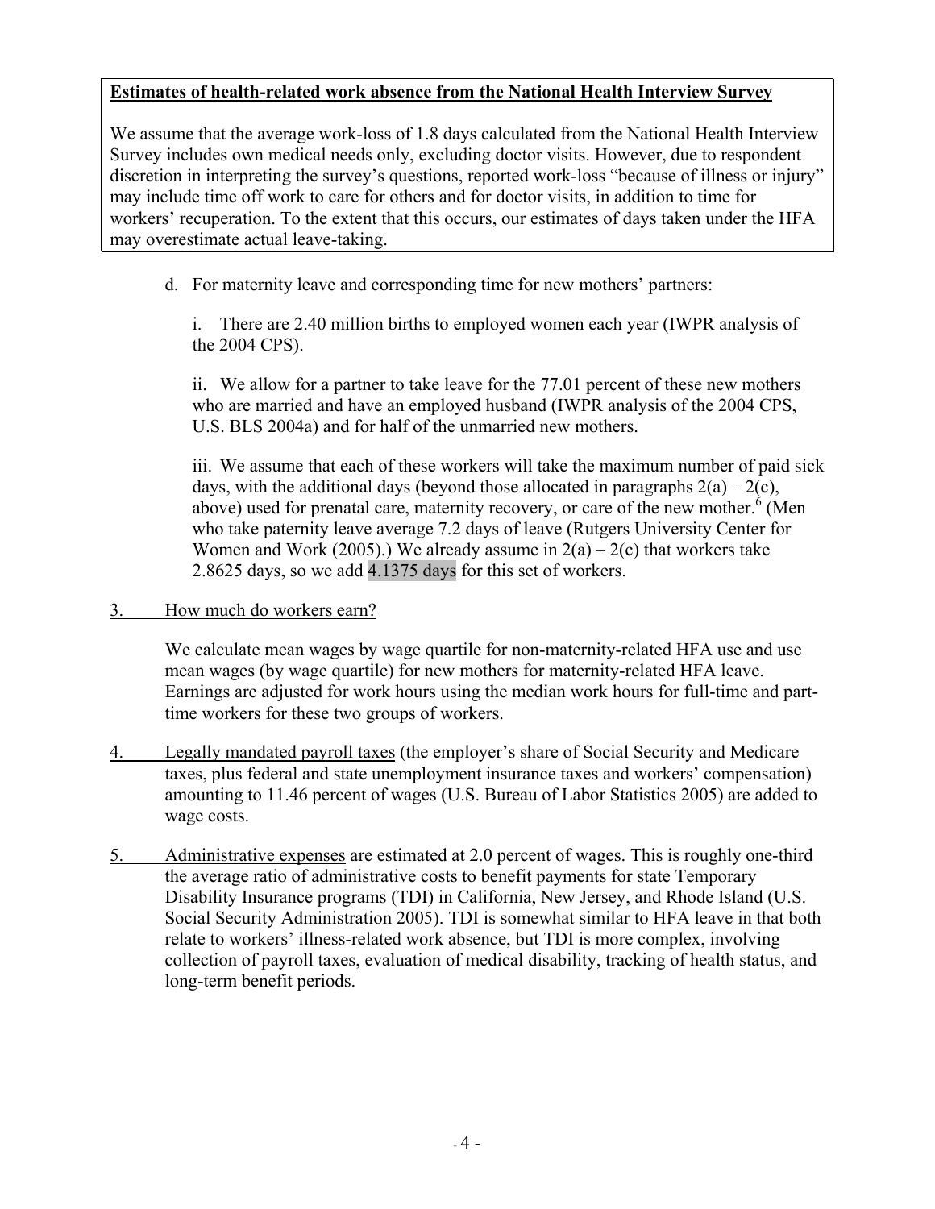**Estimates of health-related work absence from the National Health Interview Survey**

We assume that the average work-loss of 1.8 days calculated from the National Health Interview Survey includes own medical needs only, excluding doctor visits. However, due to respondent discretion in interpreting the survey's questions, reported work-loss "because of illness or injury" may include time off work to care for others and for doctor visits, in addition to time for workers' recuperation. To the extent that this occurs, our estimates of days taken under the HFA may overestimate actual leave-taking.

d. For maternity leave and corresponding time for new mothers' partners:

i. There are 2.40 million births to employed women each year (IWPR analysis of the 2004 CPS).

ii. We allow for a partner to take leave for the 77.01 percent of these new mothers who are married and have an employed husband (IWPR analysis of the 2004 CPS, U.S. BLS 2004a) and for half of the unmarried new mothers.

iii. We assume that each of these workers will take the maximum number of paid sick days, with the additional days (beyond those allocated in paragraphs 2(a) – 2(c), above) used for prenatal care, maternity recovery, or care of the new mother.[6] (Men who take paternity leave average 7.2 days of leave (Rutgers University Center for Women and Work (2005).) We already assume in 2(a) – 2(c) that workers take 2.8625 days, so we add 4.1375 days for this set of workers.

3. How much do workers earn?

We calculate mean wages by wage quartile for non-maternity-related HFA use and use mean wages (by wage quartile) for new mothers for maternity-related HFA leave. Earnings are adjusted for work hours using the median work hours for full-time and part-time workers for these two groups of workers.

4. Legally mandated payroll taxes (the employer's share of Social Security and Medicare taxes, plus federal and state unemployment insurance taxes and workers' compensation) amounting to 11.46 percent of wages (U.S. Bureau of Labor Statistics 2005) are added to wage costs.

5. Administrative expenses are estimated at 2.0 percent of wages. This is roughly one-third the average ratio of administrative costs to benefit payments for state Temporary Disability Insurance programs (TDI) in California, New Jersey, and Rhode Island (U.S. Social Security Administration 2005). TDI is somewhat similar to HFA leave in that both relate to workers' illness-related work absence, but TDI is more complex, involving collection of payroll taxes, evaluation of medical disability, tracking of health status, and long-term benefit periods.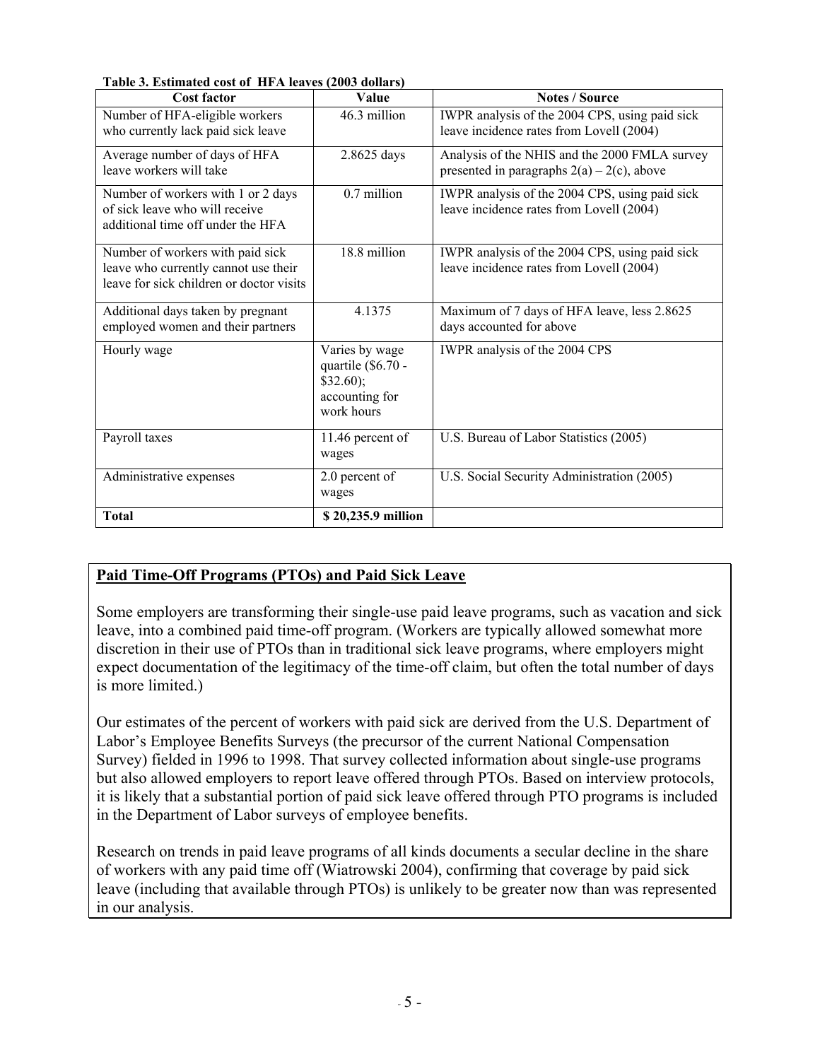**Table 3. Estimated cost of HFA leaves (2003 dollars)**

| Cost factor | Value | Notes / Source |
|---|---|---|
| Number of HFA-eligible workers who currently lack paid sick leave | 46.3 million | IWPR analysis of the 2004 CPS, using paid sick leave incidence rates from Lovell (2004) |
| Average number of days of HFA leave workers will take | 2.8625 days | Analysis of the NHIS and the 2000 FMLA survey presented in paragraphs 2(a) – 2(c), above |
| Number of workers with 1 or 2 days of sick leave who will receive additional time off under the HFA | 0.7 million | IWPR analysis of the 2004 CPS, using paid sick leave incidence rates from Lovell (2004) |
| Number of workers with paid sick leave who currently cannot use their leave for sick children or doctor visits | 18.8 million | IWPR analysis of the 2004 CPS, using paid sick leave incidence rates from Lovell (2004) |
| Additional days taken by pregnant employed women and their partners | 4.1375 | Maximum of 7 days of HFA leave, less 2.8625 days accounted for above |
| Hourly wage | Varies by wage quartile ($6.70 - $32.60); accounting for work hours | IWPR analysis of the 2004 CPS |
| Payroll taxes | 11.46 percent of wages | U.S. Bureau of Labor Statistics (2005) |
| Administrative expenses | 2.0 percent of wages | U.S. Social Security Administration (2005) |
| **Total** | **$ 20,235.9 million** | |

**Paid Time-Off Programs (PTOs) and Paid Sick Leave**

Some employers are transforming their single-use paid leave programs, such as vacation and sick leave, into a combined paid time-off program. (Workers are typically allowed somewhat more discretion in their use of PTOs than in traditional sick leave programs, where employers might expect documentation of the legitimacy of the time-off claim, but often the total number of days is more limited.)

Our estimates of the percent of workers with paid sick are derived from the U.S. Department of Labor's Employee Benefits Surveys (the precursor of the current National Compensation Survey) fielded in 1996 to 1998. That survey collected information about single-use programs but also allowed employers to report leave offered through PTOs. Based on interview protocols, it is likely that a substantial portion of paid sick leave offered through PTO programs is included in the Department of Labor surveys of employee benefits.

Research on trends in paid leave programs of all kinds documents a secular decline in the share of workers with any paid time off (Wiatrowski 2004), confirming that coverage by paid sick leave (including that available through PTOs) is unlikely to be greater now than was represented in our analysis.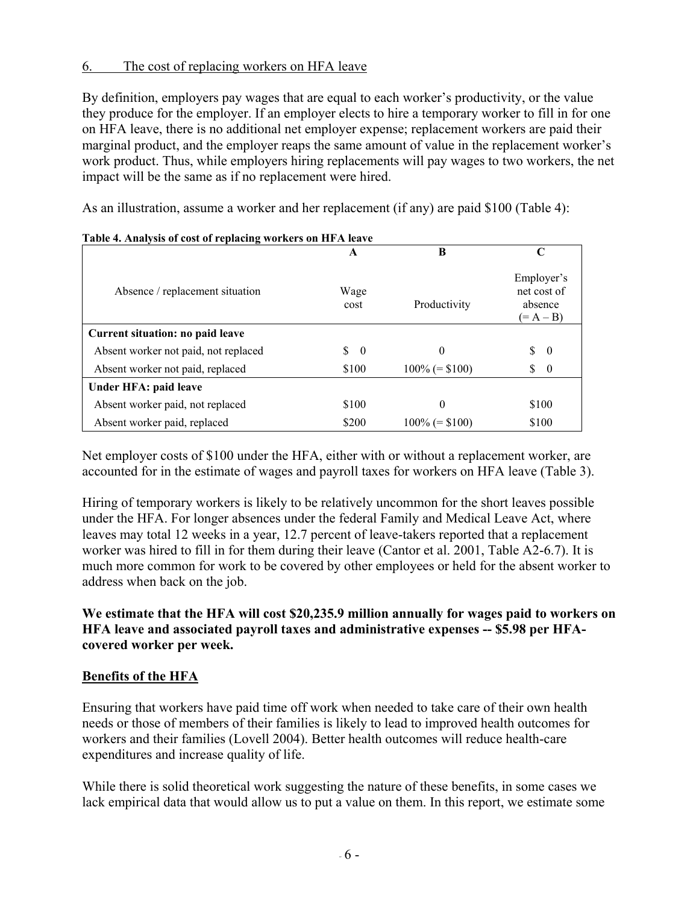## 6. The cost of replacing workers on HFA leave

By definition, employers pay wages that are equal to each worker's productivity, or the value they produce for the employer. If an employer elects to hire a temporary worker to fill in for one on HFA leave, there is no additional net employer expense; replacement workers are paid their marginal product, and the employer reaps the same amount of value in the replacement worker's work product. Thus, while employers hiring replacements will pay wages to two workers, the net impact will be the same as if no replacement were hired.

As an illustration, assume a worker and her replacement (if any) are paid $100 (Table 4):

**Table 4. Analysis of cost of replacing workers on HFA leave**

| | A | B | C |
|---|---|---|---|
| Absence / replacement situation | Wage cost | Productivity | Employer's net cost of absence (= A – B) |
| **Current situation: no paid leave** | | | |
| Absent worker not paid, not replaced | $ 0 | 0 | $ 0 |
| Absent worker not paid, replaced | $100 | 100% (= $100) | $ 0 |
| **Under HFA: paid leave** | | | |
| Absent worker paid, not replaced | $100 | 0 | $100 |
| Absent worker paid, replaced | $200 | 100% (= $100) | $100 |

Net employer costs of $100 under the HFA, either with or without a replacement worker, are accounted for in the estimate of wages and payroll taxes for workers on HFA leave (Table 3).

Hiring of temporary workers is likely to be relatively uncommon for the short leaves possible under the HFA. For longer absences under the federal Family and Medical Leave Act, where leaves may total 12 weeks in a year, 12.7 percent of leave-takers reported that a replacement worker was hired to fill in for them during their leave (Cantor et al. 2001, Table A2-6.7). It is much more common for work to be covered by other employees or held for the absent worker to address when back on the job.

**We estimate that the HFA will cost $20,235.9 million annually for wages paid to workers on HFA leave and associated payroll taxes and administrative expenses -- $5.98 per HFA-covered worker per week.**

## Benefits of the HFA

Ensuring that workers have paid time off work when needed to take care of their own health needs or those of members of their families is likely to lead to improved health outcomes for workers and their families (Lovell 2004). Better health outcomes will reduce health-care expenditures and increase quality of life.

While there is solid theoretical work suggesting the nature of these benefits, in some cases we lack empirical data that would allow us to put a value on them. In this report, we estimate some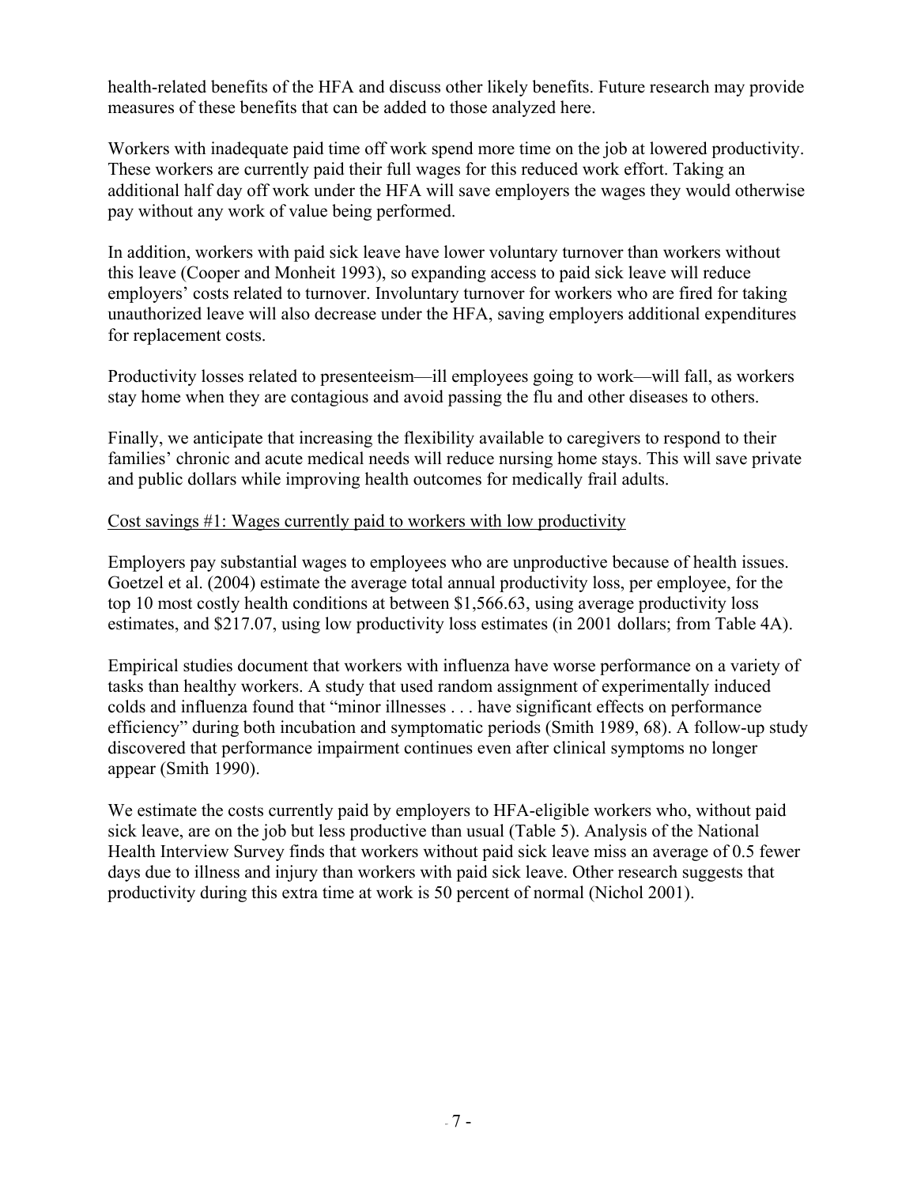health-related benefits of the HFA and discuss other likely benefits. Future research may provide measures of these benefits that can be added to those analyzed here.

Workers with inadequate paid time off work spend more time on the job at lowered productivity. These workers are currently paid their full wages for this reduced work effort. Taking an additional half day off work under the HFA will save employers the wages they would otherwise pay without any work of value being performed.

In addition, workers with paid sick leave have lower voluntary turnover than workers without this leave (Cooper and Monheit 1993), so expanding access to paid sick leave will reduce employers' costs related to turnover. Involuntary turnover for workers who are fired for taking unauthorized leave will also decrease under the HFA, saving employers additional expenditures for replacement costs.

Productivity losses related to presenteeism—ill employees going to work—will fall, as workers stay home when they are contagious and avoid passing the flu and other diseases to others.

Finally, we anticipate that increasing the flexibility available to caregivers to respond to their families' chronic and acute medical needs will reduce nursing home stays. This will save private and public dollars while improving health outcomes for medically frail adults.

Cost savings #1: Wages currently paid to workers with low productivity

Employers pay substantial wages to employees who are unproductive because of health issues. Goetzel et al. (2004) estimate the average total annual productivity loss, per employee, for the top 10 most costly health conditions at between $1,566.63, using average productivity loss estimates, and $217.07, using low productivity loss estimates (in 2001 dollars; from Table 4A).

Empirical studies document that workers with influenza have worse performance on a variety of tasks than healthy workers. A study that used random assignment of experimentally induced colds and influenza found that "minor illnesses . . . have significant effects on performance efficiency" during both incubation and symptomatic periods (Smith 1989, 68). A follow-up study discovered that performance impairment continues even after clinical symptoms no longer appear (Smith 1990).

We estimate the costs currently paid by employers to HFA-eligible workers who, without paid sick leave, are on the job but less productive than usual (Table 5). Analysis of the National Health Interview Survey finds that workers without paid sick leave miss an average of 0.5 fewer days due to illness and injury than workers with paid sick leave. Other research suggests that productivity during this extra time at work is 50 percent of normal (Nichol 2001).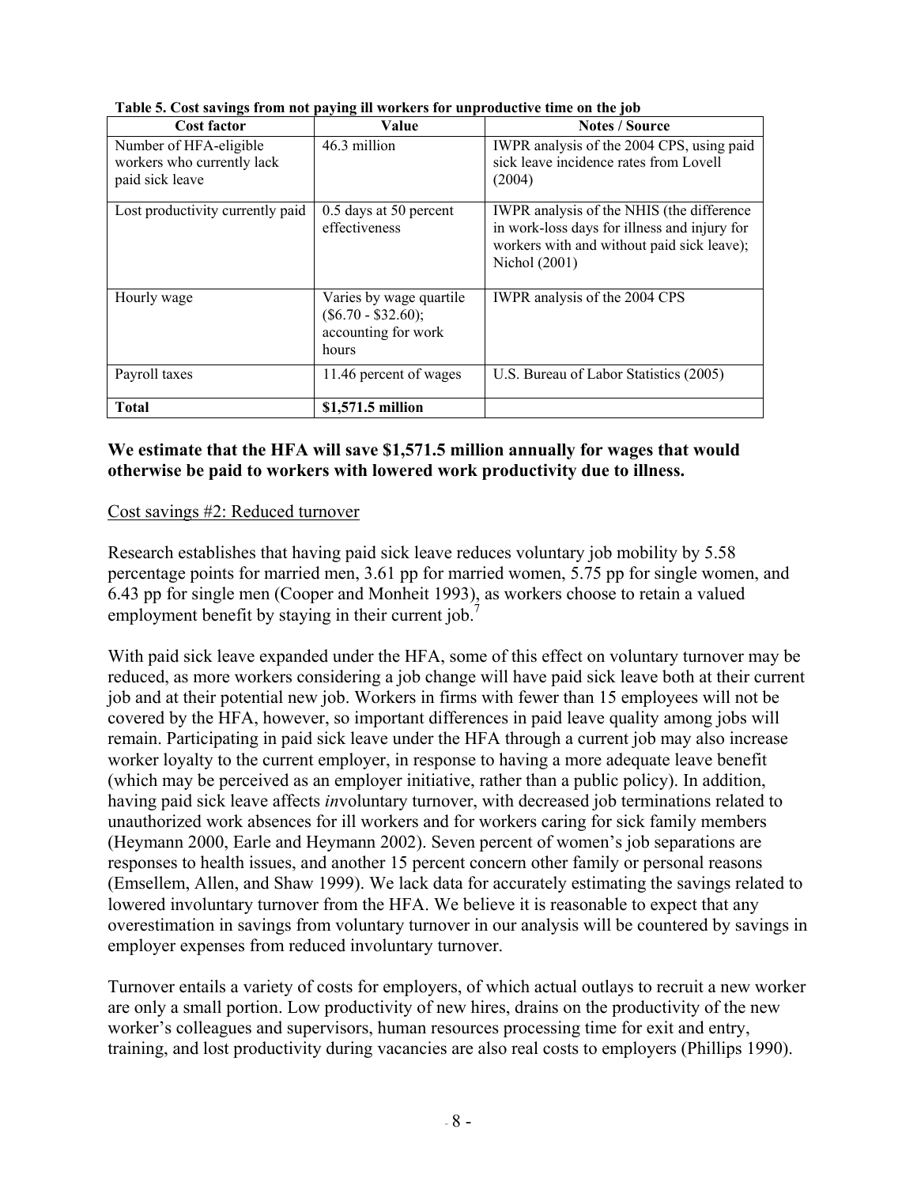**Table 5. Cost savings from not paying ill workers for unproductive time on the job**

| Cost factor | Value | Notes / Source |
|---|---|---|
| Number of HFA-eligible workers who currently lack paid sick leave | 46.3 million | IWPR analysis of the 2004 CPS, using paid sick leave incidence rates from Lovell (2004) |
| Lost productivity currently paid | 0.5 days at 50 percent effectiveness | IWPR analysis of the NHIS (the difference in work-loss days for illness and injury for workers with and without paid sick leave); Nichol (2001) |
| Hourly wage | Varies by wage quartile ($6.70 - $32.60); accounting for work hours | IWPR analysis of the 2004 CPS |
| Payroll taxes | 11.46 percent of wages | U.S. Bureau of Labor Statistics (2005) |
| **Total** | **$1,571.5 million** | |

**We estimate that the HFA will save $1,571.5 million annually for wages that would otherwise be paid to workers with lowered work productivity due to illness.**

Cost savings #2: Reduced turnover

Research establishes that having paid sick leave reduces voluntary job mobility by 5.58 percentage points for married men, 3.61 pp for married women, 5.75 pp for single women, and 6.43 pp for single men (Cooper and Monheit 1993), as workers choose to retain a valued employment benefit by staying in their current job.[7]

With paid sick leave expanded under the HFA, some of this effect on voluntary turnover may be reduced, as more workers considering a job change will have paid sick leave both at their current job and at their potential new job. Workers in firms with fewer than 15 employees will not be covered by the HFA, however, so important differences in paid leave quality among jobs will remain. Participating in paid sick leave under the HFA through a current job may also increase worker loyalty to the current employer, in response to having a more adequate leave benefit (which may be perceived as an employer initiative, rather than a public policy). In addition, having paid sick leave affects *in*voluntary turnover, with decreased job terminations related to unauthorized work absences for ill workers and for workers caring for sick family members (Heymann 2000, Earle and Heymann 2002). Seven percent of women's job separations are responses to health issues, and another 15 percent concern other family or personal reasons (Emsellem, Allen, and Shaw 1999). We lack data for accurately estimating the savings related to lowered involuntary turnover from the HFA. We believe it is reasonable to expect that any overestimation in savings from voluntary turnover in our analysis will be countered by savings in employer expenses from reduced involuntary turnover.

Turnover entails a variety of costs for employers, of which actual outlays to recruit a new worker are only a small portion. Low productivity of new hires, drains on the productivity of the new worker's colleagues and supervisors, human resources processing time for exit and entry, training, and lost productivity during vacancies are also real costs to employers (Phillips 1990).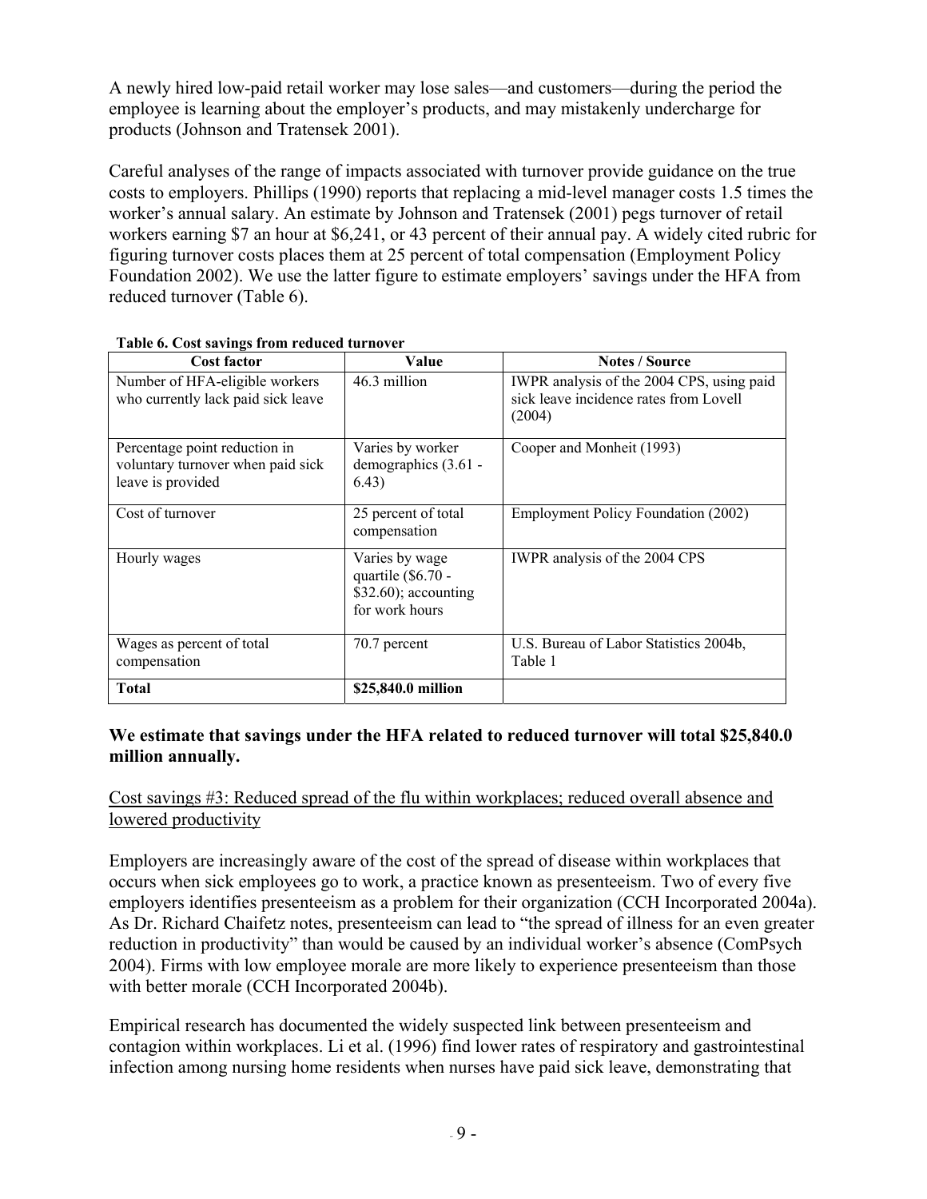A newly hired low-paid retail worker may lose sales—and customers—during the period the employee is learning about the employer's products, and may mistakenly undercharge for products (Johnson and Tratensek 2001).

Careful analyses of the range of impacts associated with turnover provide guidance on the true costs to employers. Phillips (1990) reports that replacing a mid-level manager costs 1.5 times the worker's annual salary. An estimate by Johnson and Tratensek (2001) pegs turnover of retail workers earning $7 an hour at $6,241, or 43 percent of their annual pay. A widely cited rubric for figuring turnover costs places them at 25 percent of total compensation (Employment Policy Foundation 2002). We use the latter figure to estimate employers' savings under the HFA from reduced turnover (Table 6).

**Table 6. Cost savings from reduced turnover**

| Cost factor | Value | Notes / Source |
|---|---|---|
| Number of HFA-eligible workers who currently lack paid sick leave | 46.3 million | IWPR analysis of the 2004 CPS, using paid sick leave incidence rates from Lovell (2004) |
| Percentage point reduction in voluntary turnover when paid sick leave is provided | Varies by worker demographics (3.61 - 6.43) | Cooper and Monheit (1993) |
| Cost of turnover | 25 percent of total compensation | Employment Policy Foundation (2002) |
| Hourly wages | Varies by wage quartile ($6.70 - $32.60); accounting for work hours | IWPR analysis of the 2004 CPS |
| Wages as percent of total compensation | 70.7 percent | U.S. Bureau of Labor Statistics 2004b, Table 1 |
| **Total** | **$25,840.0 million** | |

**We estimate that savings under the HFA related to reduced turnover will total $25,840.0 million annually.**

Cost savings #3: Reduced spread of the flu within workplaces; reduced overall absence and lowered productivity

Employers are increasingly aware of the cost of the spread of disease within workplaces that occurs when sick employees go to work, a practice known as presenteeism. Two of every five employers identifies presenteeism as a problem for their organization (CCH Incorporated 2004a). As Dr. Richard Chaifetz notes, presenteeism can lead to "the spread of illness for an even greater reduction in productivity" than would be caused by an individual worker's absence (ComPsych 2004). Firms with low employee morale are more likely to experience presenteeism than those with better morale (CCH Incorporated 2004b).

Empirical research has documented the widely suspected link between presenteeism and contagion within workplaces. Li et al. (1996) find lower rates of respiratory and gastrointestinal infection among nursing home residents when nurses have paid sick leave, demonstrating that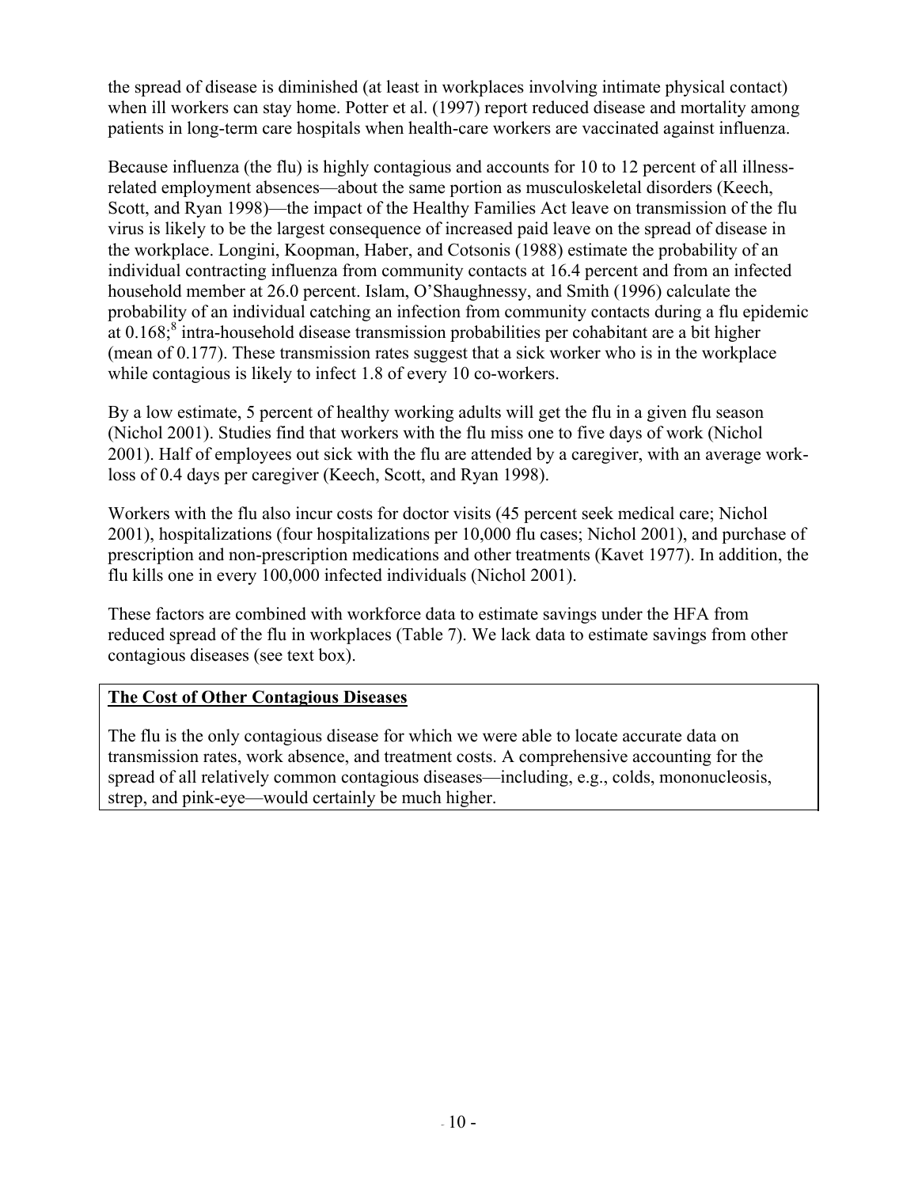the spread of disease is diminished (at least in workplaces involving intimate physical contact) when ill workers can stay home. Potter et al. (1997) report reduced disease and mortality among patients in long-term care hospitals when health-care workers are vaccinated against influenza.

Because influenza (the flu) is highly contagious and accounts for 10 to 12 percent of all illness-related employment absences—about the same portion as musculoskeletal disorders (Keech, Scott, and Ryan 1998)—the impact of the Healthy Families Act leave on transmission of the flu virus is likely to be the largest consequence of increased paid leave on the spread of disease in the workplace. Longini, Koopman, Haber, and Cotsonis (1988) estimate the probability of an individual contracting influenza from community contacts at 16.4 percent and from an infected household member at 26.0 percent. Islam, O'Shaughnessy, and Smith (1996) calculate the probability of an individual catching an infection from community contacts during a flu epidemic at 0.168;[8] intra-household disease transmission probabilities per cohabitant are a bit higher (mean of 0.177). These transmission rates suggest that a sick worker who is in the workplace while contagious is likely to infect 1.8 of every 10 co-workers.

By a low estimate, 5 percent of healthy working adults will get the flu in a given flu season (Nichol 2001). Studies find that workers with the flu miss one to five days of work (Nichol 2001). Half of employees out sick with the flu are attended by a caregiver, with an average work-loss of 0.4 days per caregiver (Keech, Scott, and Ryan 1998).

Workers with the flu also incur costs for doctor visits (45 percent seek medical care; Nichol 2001), hospitalizations (four hospitalizations per 10,000 flu cases; Nichol 2001), and purchase of prescription and non-prescription medications and other treatments (Kavet 1977). In addition, the flu kills one in every 100,000 infected individuals (Nichol 2001).

These factors are combined with workforce data to estimate savings under the HFA from reduced spread of the flu in workplaces (Table 7). We lack data to estimate savings from other contagious diseases (see text box).

**The Cost of Other Contagious Diseases**

The flu is the only contagious disease for which we were able to locate accurate data on transmission rates, work absence, and treatment costs. A comprehensive accounting for the spread of all relatively common contagious diseases—including, e.g., colds, mononucleosis, strep, and pink-eye—would certainly be much higher.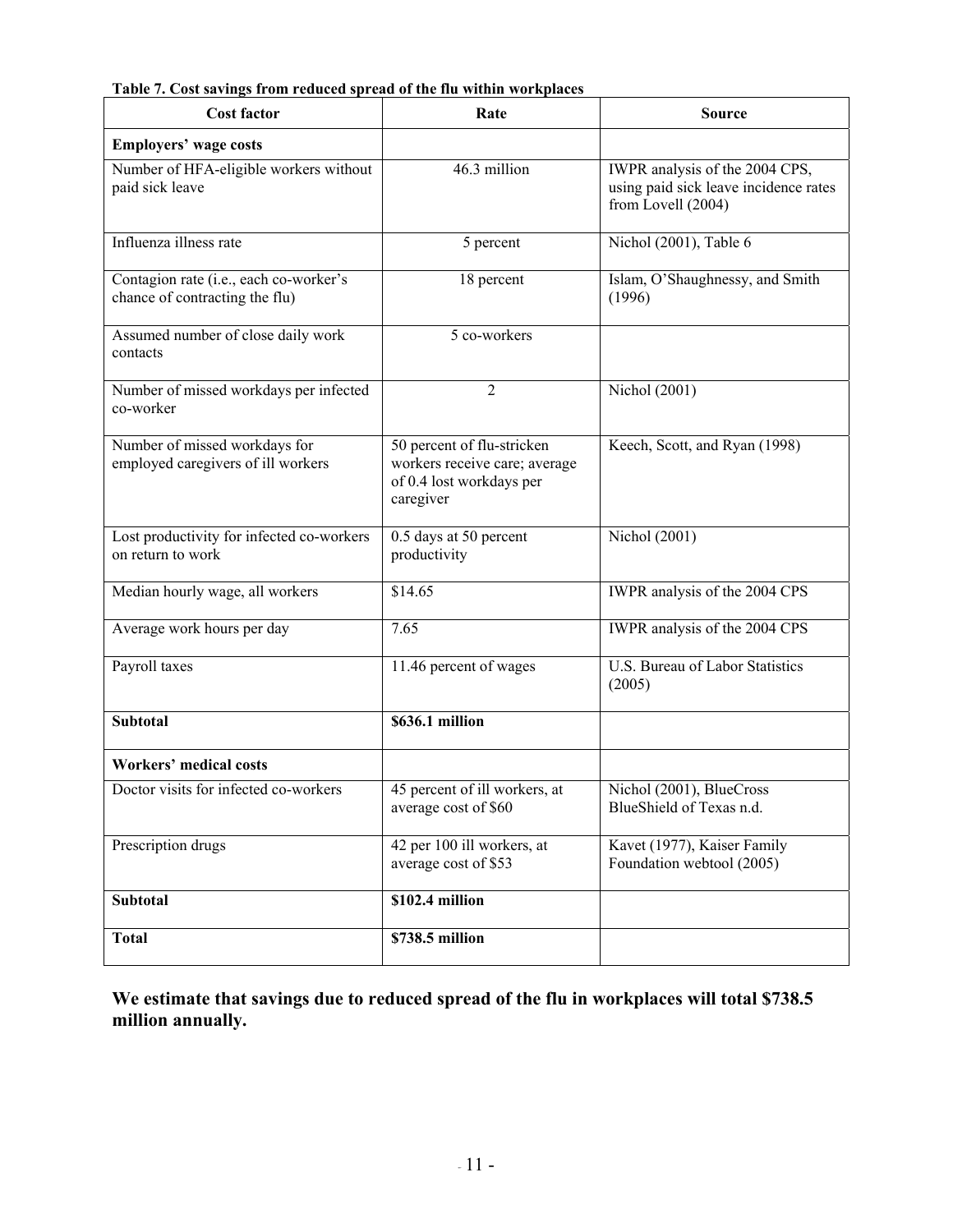**Table 7. Cost savings from reduced spread of the flu within workplaces**

| Cost factor | Rate | Source |
|---|---|---|
| **Employers' wage costs** | | |
| Number of HFA-eligible workers without paid sick leave | 46.3 million | IWPR analysis of the 2004 CPS, using paid sick leave incidence rates from Lovell (2004) |
| Influenza illness rate | 5 percent | Nichol (2001), Table 6 |
| Contagion rate (i.e., each co-worker's chance of contracting the flu) | 18 percent | Islam, O'Shaughnessy, and Smith (1996) |
| Assumed number of close daily work contacts | 5 co-workers | |
| Number of missed workdays per infected co-worker | 2 | Nichol (2001) |
| Number of missed workdays for employed caregivers of ill workers | 50 percent of flu-stricken workers receive care; average of 0.4 lost workdays per caregiver | Keech, Scott, and Ryan (1998) |
| Lost productivity for infected co-workers on return to work | 0.5 days at 50 percent productivity | Nichol (2001) |
| Median hourly wage, all workers | $14.65 | IWPR analysis of the 2004 CPS |
| Average work hours per day | 7.65 | IWPR analysis of the 2004 CPS |
| Payroll taxes | 11.46 percent of wages | U.S. Bureau of Labor Statistics (2005) |
| **Subtotal** | **$636.1 million** | |
| **Workers' medical costs** | | |
| Doctor visits for infected co-workers | 45 percent of ill workers, at average cost of $60 | Nichol (2001), BlueCross BlueShield of Texas n.d. |
| Prescription drugs | 42 per 100 ill workers, at average cost of $53 | Kavet (1977), Kaiser Family Foundation webtool (2005) |
| **Subtotal** | **$102.4 million** | |
| **Total** | **$738.5 million** | |

**We estimate that savings due to reduced spread of the flu in workplaces will total $738.5 million annually.**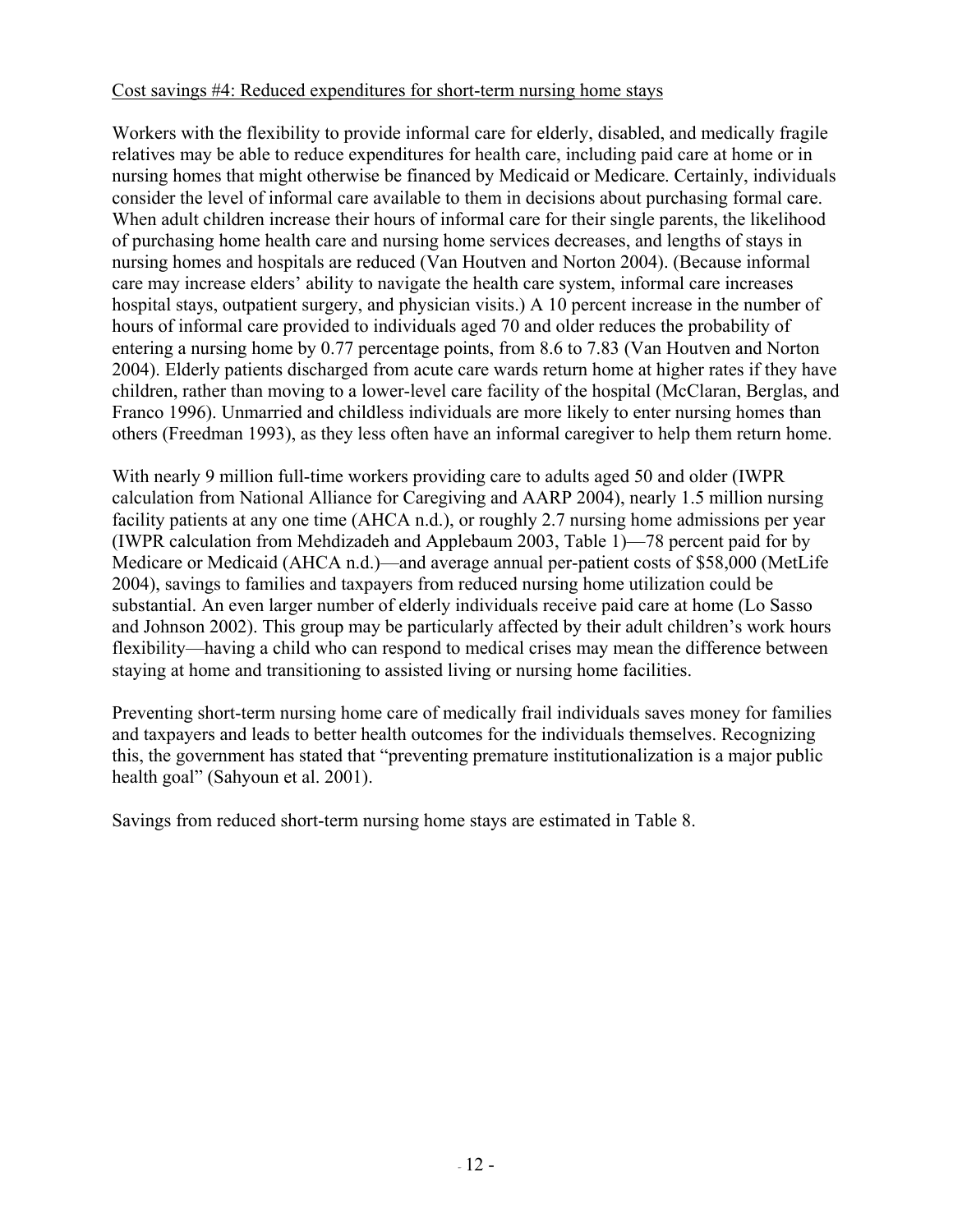Cost savings #4: Reduced expenditures for short-term nursing home stays

Workers with the flexibility to provide informal care for elderly, disabled, and medically fragile relatives may be able to reduce expenditures for health care, including paid care at home or in nursing homes that might otherwise be financed by Medicaid or Medicare. Certainly, individuals consider the level of informal care available to them in decisions about purchasing formal care. When adult children increase their hours of informal care for their single parents, the likelihood of purchasing home health care and nursing home services decreases, and lengths of stays in nursing homes and hospitals are reduced (Van Houtven and Norton 2004). (Because informal care may increase elders' ability to navigate the health care system, informal care increases hospital stays, outpatient surgery, and physician visits.) A 10 percent increase in the number of hours of informal care provided to individuals aged 70 and older reduces the probability of entering a nursing home by 0.77 percentage points, from 8.6 to 7.83 (Van Houtven and Norton 2004). Elderly patients discharged from acute care wards return home at higher rates if they have children, rather than moving to a lower-level care facility of the hospital (McClaran, Berglas, and Franco 1996). Unmarried and childless individuals are more likely to enter nursing homes than others (Freedman 1993), as they less often have an informal caregiver to help them return home.

With nearly 9 million full-time workers providing care to adults aged 50 and older (IWPR calculation from National Alliance for Caregiving and AARP 2004), nearly 1.5 million nursing facility patients at any one time (AHCA n.d.), or roughly 2.7 nursing home admissions per year (IWPR calculation from Mehdizadeh and Applebaum 2003, Table 1)—78 percent paid for by Medicare or Medicaid (AHCA n.d.)—and average annual per-patient costs of $58,000 (MetLife 2004), savings to families and taxpayers from reduced nursing home utilization could be substantial. An even larger number of elderly individuals receive paid care at home (Lo Sasso and Johnson 2002). This group may be particularly affected by their adult children's work hours flexibility—having a child who can respond to medical crises may mean the difference between staying at home and transitioning to assisted living or nursing home facilities.

Preventing short-term nursing home care of medically frail individuals saves money for families and taxpayers and leads to better health outcomes for the individuals themselves. Recognizing this, the government has stated that "preventing premature institutionalization is a major public health goal" (Sahyoun et al. 2001).

Savings from reduced short-term nursing home stays are estimated in Table 8.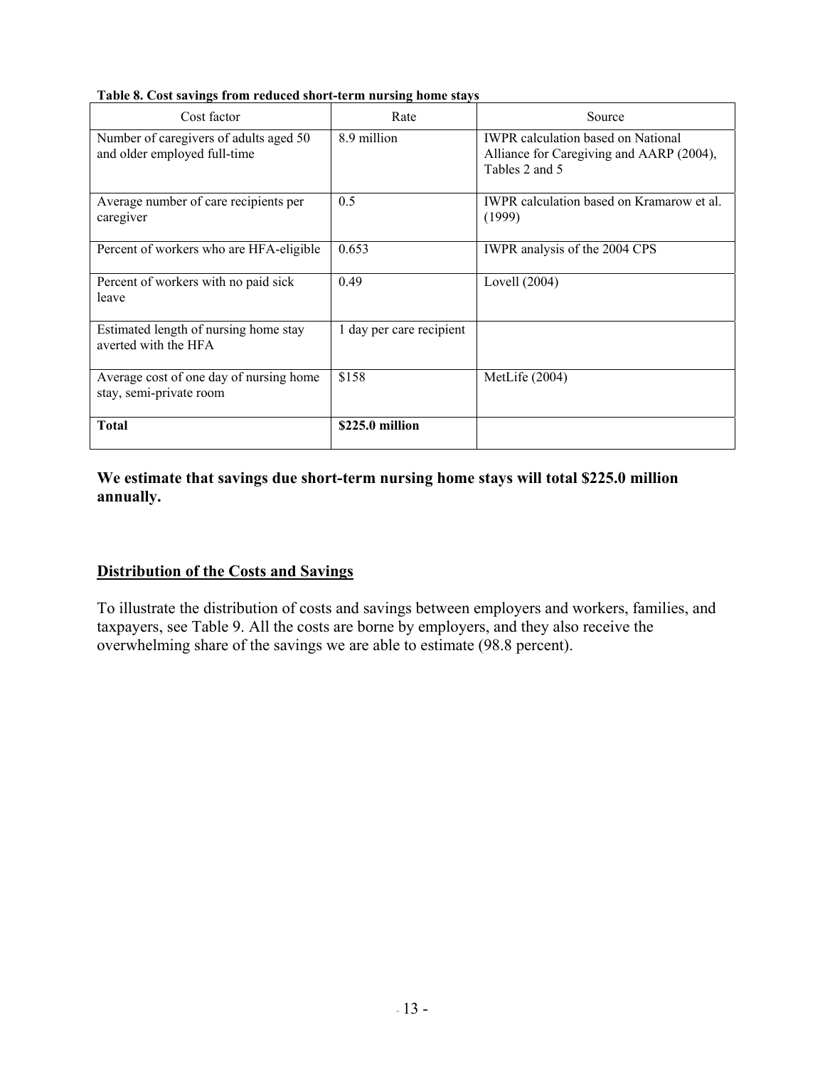**Table 8. Cost savings from reduced short-term nursing home stays**

| Cost factor | Rate | Source |
| --- | --- | --- |
| Number of caregivers of adults aged 50 and older employed full-time | 8.9 million | IWPR calculation based on National Alliance for Caregiving and AARP (2004), Tables 2 and 5 |
| Average number of care recipients per caregiver | 0.5 | IWPR calculation based on Kramarow et al. (1999) |
| Percent of workers who are HFA-eligible | 0.653 | IWPR analysis of the 2004 CPS |
| Percent of workers with no paid sick leave | 0.49 | Lovell (2004) |
| Estimated length of nursing home stay averted with the HFA | 1 day per care recipient | |
| Average cost of one day of nursing home stay, semi-private room | $158 | MetLife (2004) |
| **Total** | **$225.0 million** | |

**We estimate that savings due short-term nursing home stays will total $225.0 million annually.**

## Distribution of the Costs and Savings

To illustrate the distribution of costs and savings between employers and workers, families, and taxpayers, see Table 9. All the costs are borne by employers, and they also receive the overwhelming share of the savings we are able to estimate (98.8 percent).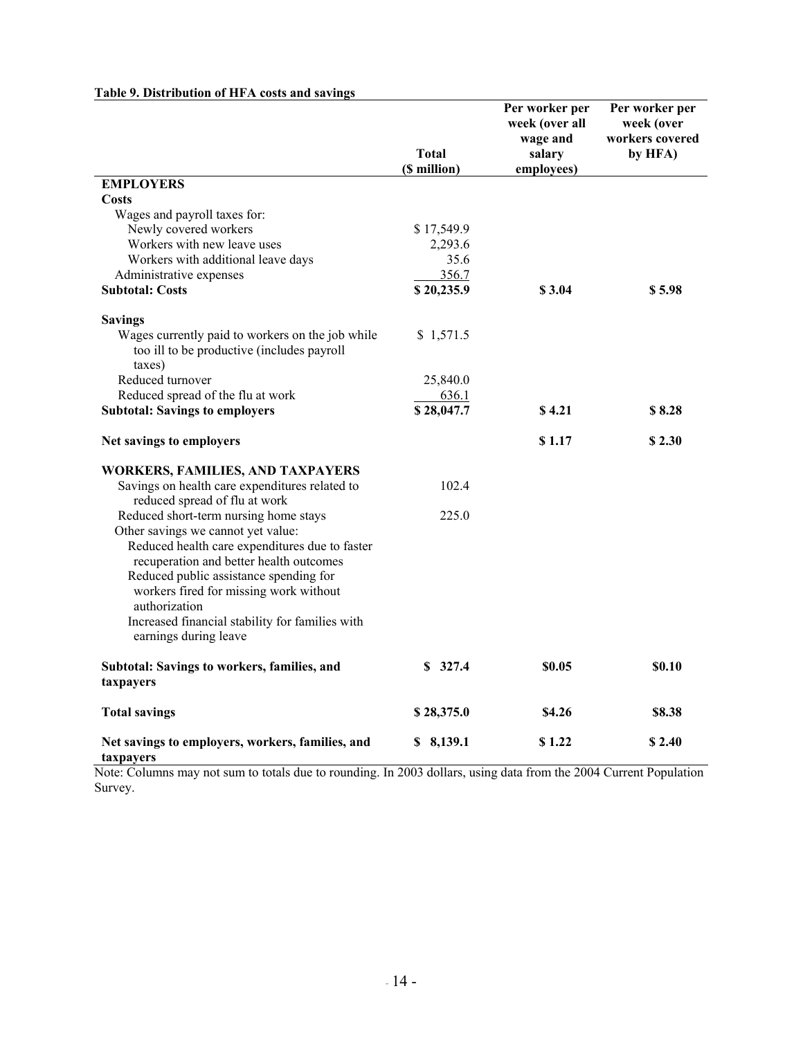**Table 9. Distribution of HFA costs and savings**

| | Total ($ million) | Per worker per week (over all wage and salary employees) | Per worker per week (over workers covered by HFA) |
|---|---|---|---|
| **EMPLOYERS** | | | |
| **Costs** | | | |
| Wages and payroll taxes for: | | | |
| Newly covered workers | $ 17,549.9 | | |
| Workers with new leave uses | 2,293.6 | | |
| Workers with additional leave days | 35.6 | | |
| Administrative expenses | 356.7 | | |
| **Subtotal: Costs** | **$ 20,235.9** | **$ 3.04** | **$ 5.98** |
| **Savings** | | | |
| Wages currently paid to workers on the job while too ill to be productive (includes payroll taxes) | $ 1,571.5 | | |
| Reduced turnover | 25,840.0 | | |
| Reduced spread of the flu at work | 636.1 | | |
| **Subtotal: Savings to employers** | **$ 28,047.7** | **$ 4.21** | **$ 8.28** |
| **Net savings to employers** | | **$ 1.17** | **$ 2.30** |
| **WORKERS, FAMILIES, AND TAXPAYERS** | | | |
| Savings on health care expenditures related to reduced spread of flu at work | 102.4 | | |
| Reduced short-term nursing home stays | 225.0 | | |
| Other savings we cannot yet value: | | | |
| Reduced health care expenditures due to faster recuperation and better health outcomes | | | |
| Reduced public assistance spending for workers fired for missing work without authorization | | | |
| Increased financial stability for families with earnings during leave | | | |
| **Subtotal: Savings to workers, families, and taxpayers** | **$ 327.4** | **$0.05** | **$0.10** |
| **Total savings** | **$ 28,375.0** | **$4.26** | **$8.38** |
| **Net savings to employers, workers, families, and taxpayers** | **$ 8,139.1** | **$ 1.22** | **$ 2.40** |

Note: Columns may not sum to totals due to rounding. In 2003 dollars, using data from the 2004 Current Population Survey.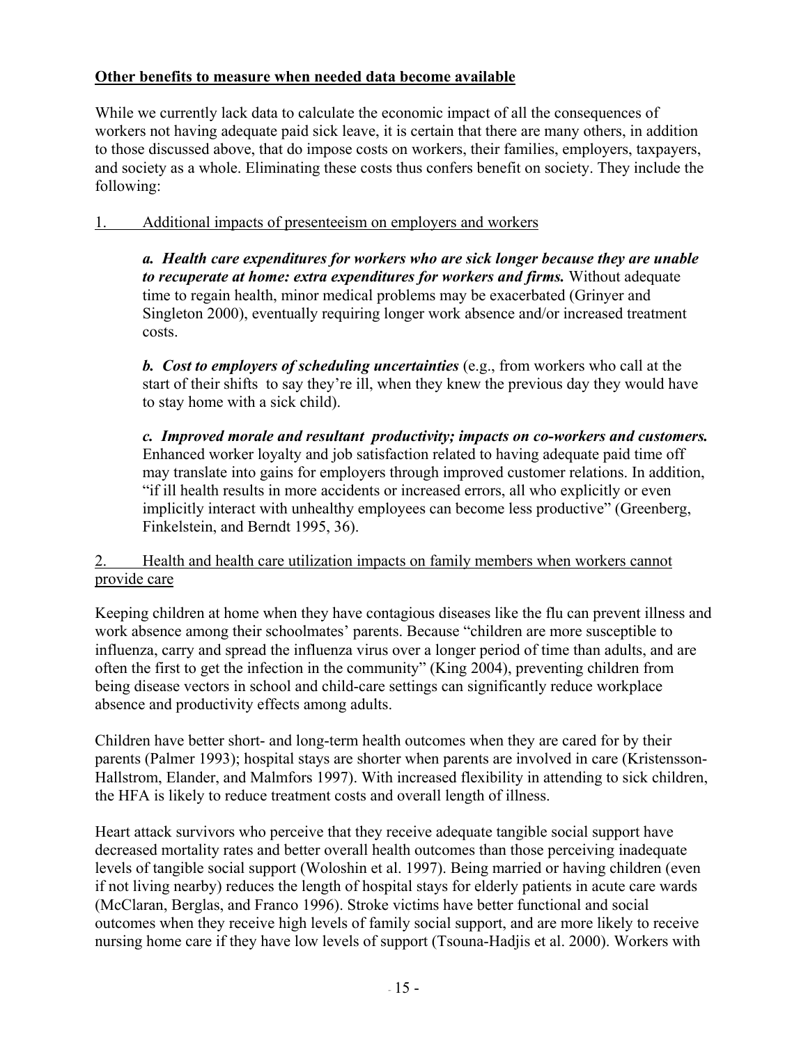## Other benefits to measure when needed data become available

While we currently lack data to calculate the economic impact of all the consequences of workers not having adequate paid sick leave, it is certain that there are many others, in addition to those discussed above, that do impose costs on workers, their families, employers, taxpayers, and society as a whole. Eliminating these costs thus confers benefit on society. They include the following:

### 1. Additional impacts of presenteeism on employers and workers

***a. Health care expenditures for workers who are sick longer because they are unable to recuperate at home: extra expenditures for workers and firms.*** Without adequate time to regain health, minor medical problems may be exacerbated (Grinyer and Singleton 2000), eventually requiring longer work absence and/or increased treatment costs.

***b. Cost to employers of scheduling uncertainties*** (e.g., from workers who call at the start of their shifts to say they're ill, when they knew the previous day they would have to stay home with a sick child).

***c. Improved morale and resultant productivity; impacts on co-workers and customers.*** Enhanced worker loyalty and job satisfaction related to having adequate paid time off may translate into gains for employers through improved customer relations. In addition, "if ill health results in more accidents or increased errors, all who explicitly or even implicitly interact with unhealthy employees can become less productive" (Greenberg, Finkelstein, and Berndt 1995, 36).

### 2. Health and health care utilization impacts on family members when workers cannot provide care

Keeping children at home when they have contagious diseases like the flu can prevent illness and work absence among their schoolmates' parents. Because "children are more susceptible to influenza, carry and spread the influenza virus over a longer period of time than adults, and are often the first to get the infection in the community" (King 2004), preventing children from being disease vectors in school and child-care settings can significantly reduce workplace absence and productivity effects among adults.

Children have better short- and long-term health outcomes when they are cared for by their parents (Palmer 1993); hospital stays are shorter when parents are involved in care (Kristensson-Hallstrom, Elander, and Malmfors 1997). With increased flexibility in attending to sick children, the HFA is likely to reduce treatment costs and overall length of illness.

Heart attack survivors who perceive that they receive adequate tangible social support have decreased mortality rates and better overall health outcomes than those perceiving inadequate levels of tangible social support (Woloshin et al. 1997). Being married or having children (even if not living nearby) reduces the length of hospital stays for elderly patients in acute care wards (McClaran, Berglas, and Franco 1996). Stroke victims have better functional and social outcomes when they receive high levels of family social support, and are more likely to receive nursing home care if they have low levels of support (Tsouna-Hadjis et al. 2000). Workers with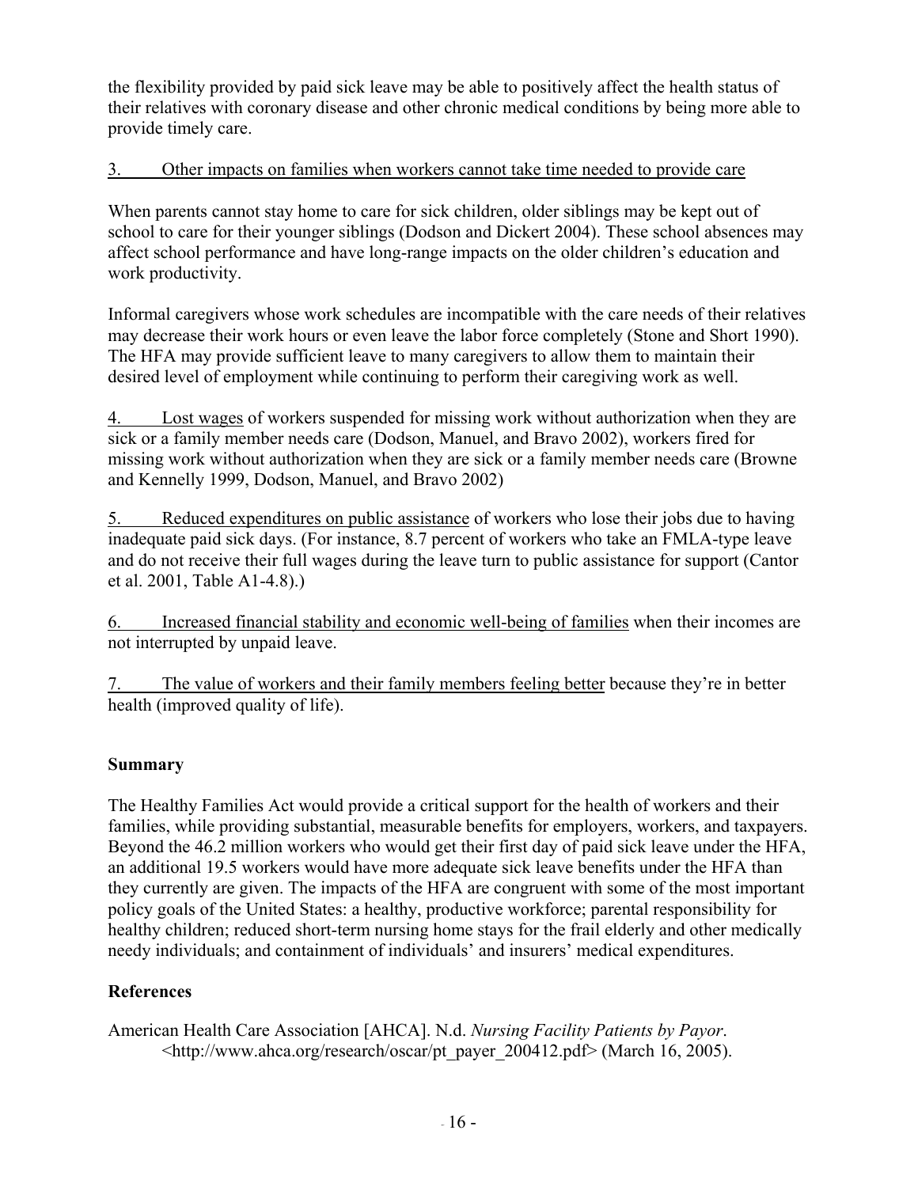the flexibility provided by paid sick leave may be able to positively affect the health status of their relatives with coronary disease and other chronic medical conditions by being more able to provide timely care.

3. Other impacts on families when workers cannot take time needed to provide care

When parents cannot stay home to care for sick children, older siblings may be kept out of school to care for their younger siblings (Dodson and Dickert 2004). These school absences may affect school performance and have long-range impacts on the older children's education and work productivity.

Informal caregivers whose work schedules are incompatible with the care needs of their relatives may decrease their work hours or even leave the labor force completely (Stone and Short 1990). The HFA may provide sufficient leave to many caregivers to allow them to maintain their desired level of employment while continuing to perform their caregiving work as well.

4. Lost wages of workers suspended for missing work without authorization when they are sick or a family member needs care (Dodson, Manuel, and Bravo 2002), workers fired for missing work without authorization when they are sick or a family member needs care (Browne and Kennelly 1999, Dodson, Manuel, and Bravo 2002)

5. Reduced expenditures on public assistance of workers who lose their jobs due to having inadequate paid sick days. (For instance, 8.7 percent of workers who take an FMLA-type leave and do not receive their full wages during the leave turn to public assistance for support (Cantor et al. 2001, Table A1-4.8).)

6. Increased financial stability and economic well-being of families when their incomes are not interrupted by unpaid leave.

7. The value of workers and their family members feeling better because they're in better health (improved quality of life).

## Summary

The Healthy Families Act would provide a critical support for the health of workers and their families, while providing substantial, measurable benefits for employers, workers, and taxpayers. Beyond the 46.2 million workers who would get their first day of paid sick leave under the HFA, an additional 19.5 workers would have more adequate sick leave benefits under the HFA than they currently are given. The impacts of the HFA are congruent with some of the most important policy goals of the United States: a healthy, productive workforce; parental responsibility for healthy children; reduced short-term nursing home stays for the frail elderly and other medically needy individuals; and containment of individuals' and insurers' medical expenditures.

## References

American Health Care Association [AHCA]. N.d. *Nursing Facility Patients by Payor*. <http://www.ahca.org/research/oscar/pt_payer_200412.pdf> (March 16, 2005).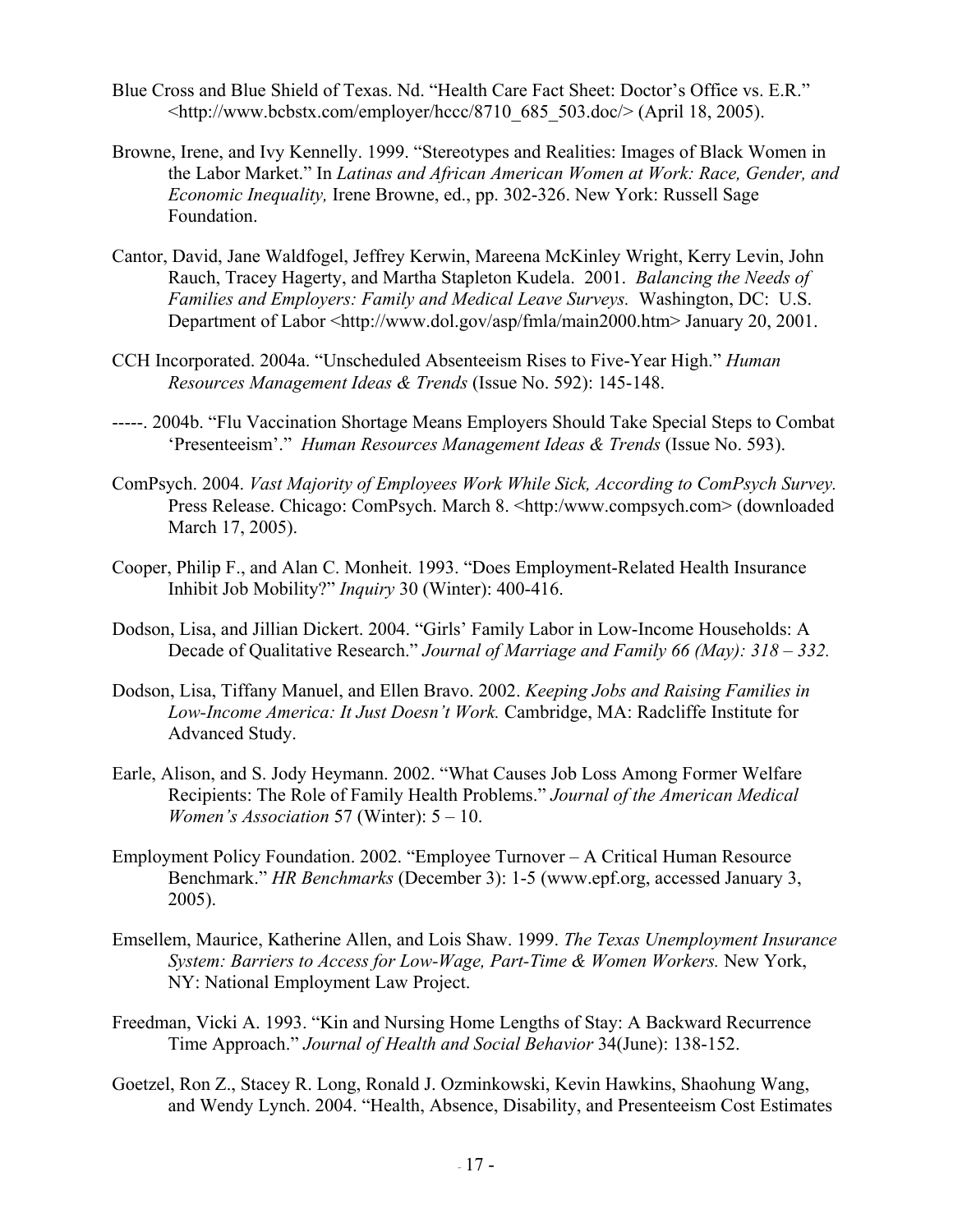Blue Cross and Blue Shield of Texas. Nd. "Health Care Fact Sheet: Doctor's Office vs. E.R." <http://www.bcbstx.com/employer/hccc/8710_685_503.doc/> (April 18, 2005).

Browne, Irene, and Ivy Kennelly. 1999. "Stereotypes and Realities: Images of Black Women in the Labor Market." In *Latinas and African American Women at Work: Race, Gender, and Economic Inequality,* Irene Browne, ed., pp. 302-326. New York: Russell Sage Foundation.

Cantor, David, Jane Waldfogel, Jeffrey Kerwin, Mareena McKinley Wright, Kerry Levin, John Rauch, Tracey Hagerty, and Martha Stapleton Kudela. 2001. *Balancing the Needs of Families and Employers: Family and Medical Leave Surveys.* Washington, DC: U.S. Department of Labor <http://www.dol.gov/asp/fmla/main2000.htm> January 20, 2001.

CCH Incorporated. 2004a. "Unscheduled Absenteeism Rises to Five-Year High." *Human Resources Management Ideas & Trends* (Issue No. 592): 145-148.

-----. 2004b. "Flu Vaccination Shortage Means Employers Should Take Special Steps to Combat 'Presenteeism'." *Human Resources Management Ideas & Trends* (Issue No. 593).

ComPsych. 2004. *Vast Majority of Employees Work While Sick, According to ComPsych Survey.* Press Release. Chicago: ComPsych. March 8. <http:/www.compsych.com> (downloaded March 17, 2005).

Cooper, Philip F., and Alan C. Monheit. 1993. "Does Employment-Related Health Insurance Inhibit Job Mobility?" *Inquiry* 30 (Winter): 400-416.

Dodson, Lisa, and Jillian Dickert. 2004. "Girls' Family Labor in Low-Income Households: A Decade of Qualitative Research." *Journal of Marriage and Family 66 (May): 318 – 332.*

Dodson, Lisa, Tiffany Manuel, and Ellen Bravo. 2002. *Keeping Jobs and Raising Families in Low-Income America: It Just Doesn't Work.* Cambridge, MA: Radcliffe Institute for Advanced Study.

Earle, Alison, and S. Jody Heymann. 2002. "What Causes Job Loss Among Former Welfare Recipients: The Role of Family Health Problems." *Journal of the American Medical Women's Association* 57 (Winter): 5 – 10.

Employment Policy Foundation. 2002. "Employee Turnover – A Critical Human Resource Benchmark." *HR Benchmarks* (December 3): 1-5 (www.epf.org, accessed January 3, 2005).

Emsellem, Maurice, Katherine Allen, and Lois Shaw. 1999. *The Texas Unemployment Insurance System: Barriers to Access for Low-Wage, Part-Time & Women Workers.* New York, NY: National Employment Law Project.

Freedman, Vicki A. 1993. "Kin and Nursing Home Lengths of Stay: A Backward Recurrence Time Approach." *Journal of Health and Social Behavior* 34(June): 138-152.

Goetzel, Ron Z., Stacey R. Long, Ronald J. Ozminkowski, Kevin Hawkins, Shaohung Wang, and Wendy Lynch. 2004. "Health, Absence, Disability, and Presenteeism Cost Estimates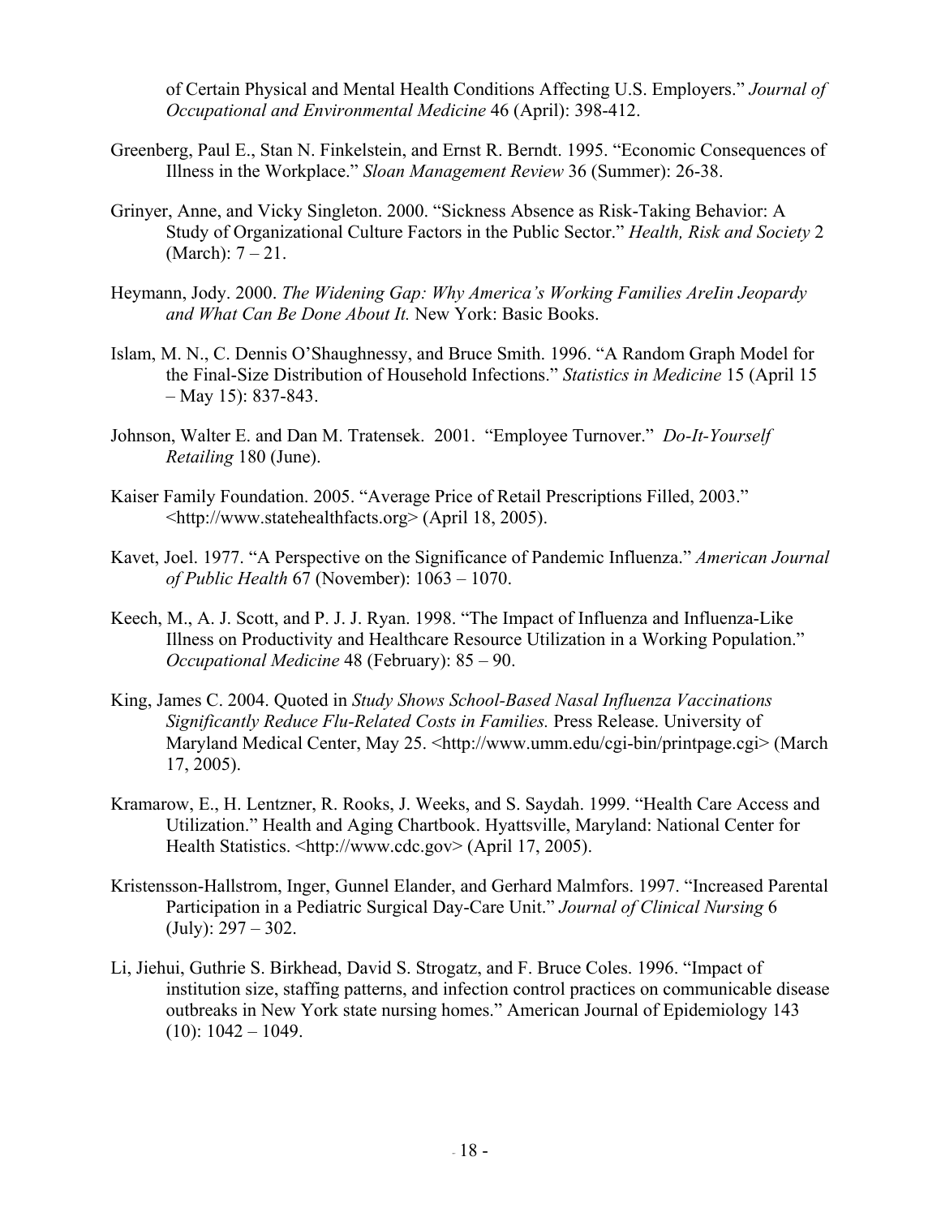of Certain Physical and Mental Health Conditions Affecting U.S. Employers." *Journal of Occupational and Environmental Medicine* 46 (April): 398-412.

Greenberg, Paul E., Stan N. Finkelstein, and Ernst R. Berndt. 1995. "Economic Consequences of Illness in the Workplace." *Sloan Management Review* 36 (Summer): 26-38.

Grinyer, Anne, and Vicky Singleton. 2000. "Sickness Absence as Risk-Taking Behavior: A Study of Organizational Culture Factors in the Public Sector." *Health, Risk and Society* 2 (March): 7 – 21.

Heymann, Jody. 2000. *The Widening Gap: Why America's Working Families AreIin Jeopardy and What Can Be Done About It.* New York: Basic Books.

Islam, M. N., C. Dennis O'Shaughnessy, and Bruce Smith. 1996. "A Random Graph Model for the Final-Size Distribution of Household Infections." *Statistics in Medicine* 15 (April 15 – May 15): 837-843.

Johnson, Walter E. and Dan M. Tratensek. 2001. "Employee Turnover." *Do-It-Yourself Retailing* 180 (June).

Kaiser Family Foundation. 2005. "Average Price of Retail Prescriptions Filled, 2003." <http://www.statehealthfacts.org> (April 18, 2005).

Kavet, Joel. 1977. "A Perspective on the Significance of Pandemic Influenza." *American Journal of Public Health* 67 (November): 1063 – 1070.

Keech, M., A. J. Scott, and P. J. J. Ryan. 1998. "The Impact of Influenza and Influenza-Like Illness on Productivity and Healthcare Resource Utilization in a Working Population." *Occupational Medicine* 48 (February): 85 – 90.

King, James C. 2004. Quoted in *Study Shows School-Based Nasal Influenza Vaccinations Significantly Reduce Flu-Related Costs in Families.* Press Release. University of Maryland Medical Center, May 25. <http://www.umm.edu/cgi-bin/printpage.cgi> (March 17, 2005).

Kramarow, E., H. Lentzner, R. Rooks, J. Weeks, and S. Saydah. 1999. "Health Care Access and Utilization." Health and Aging Chartbook. Hyattsville, Maryland: National Center for Health Statistics. <http://www.cdc.gov> (April 17, 2005).

Kristensson-Hallstrom, Inger, Gunnel Elander, and Gerhard Malmfors. 1997. "Increased Parental Participation in a Pediatric Surgical Day-Care Unit." *Journal of Clinical Nursing* 6 (July): 297 – 302.

Li, Jiehui, Guthrie S. Birkhead, David S. Strogatz, and F. Bruce Coles. 1996. "Impact of institution size, staffing patterns, and infection control practices on communicable disease outbreaks in New York state nursing homes." American Journal of Epidemiology 143 (10): 1042 – 1049.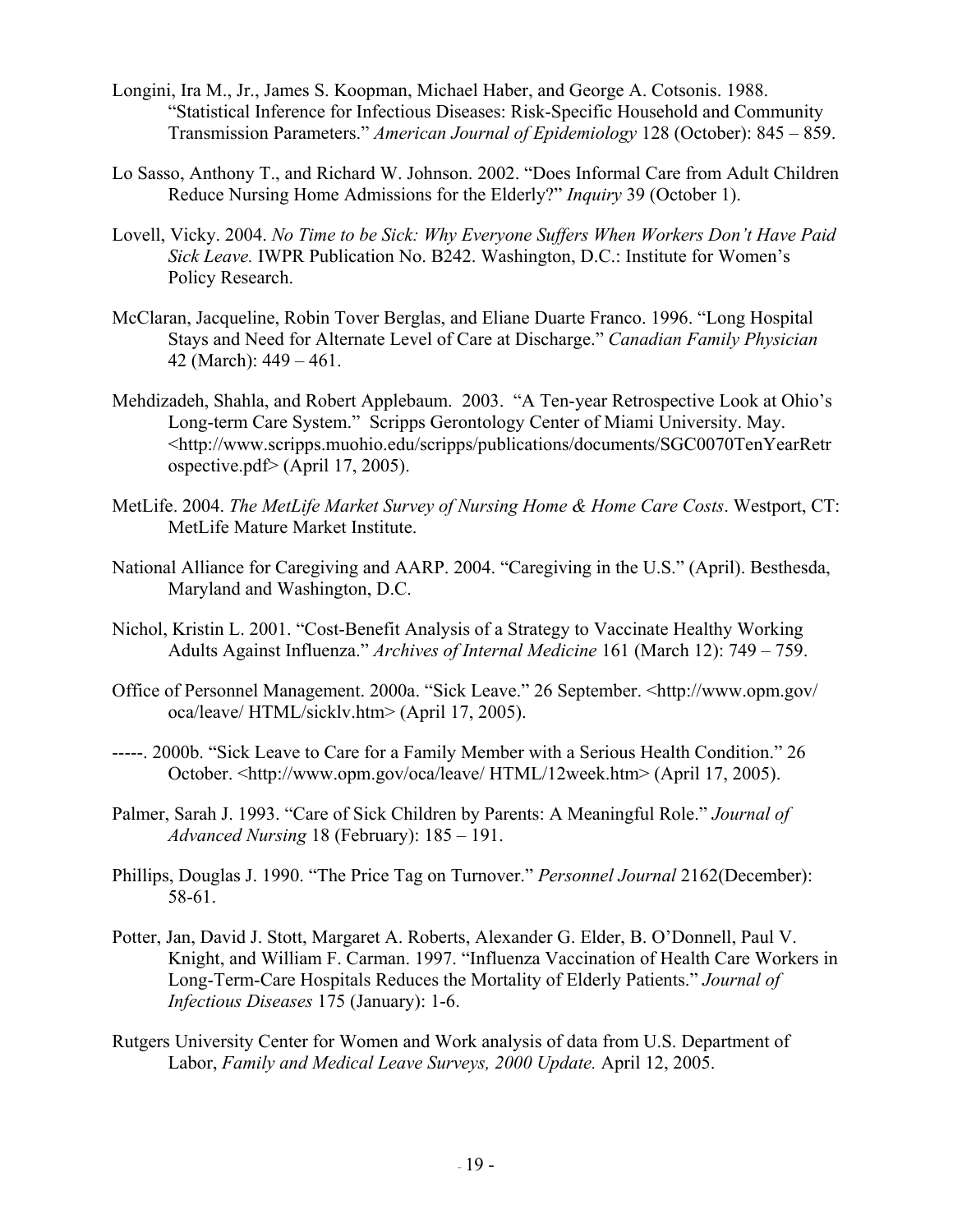Longini, Ira M., Jr., James S. Koopman, Michael Haber, and George A. Cotsonis. 1988. "Statistical Inference for Infectious Diseases: Risk-Specific Household and Community Transmission Parameters." *American Journal of Epidemiology* 128 (October): 845 – 859.

Lo Sasso, Anthony T., and Richard W. Johnson. 2002. "Does Informal Care from Adult Children Reduce Nursing Home Admissions for the Elderly?" *Inquiry* 39 (October 1).

Lovell, Vicky. 2004. *No Time to be Sick: Why Everyone Suffers When Workers Don't Have Paid Sick Leave.* IWPR Publication No. B242. Washington, D.C.: Institute for Women's Policy Research.

McClaran, Jacqueline, Robin Tover Berglas, and Eliane Duarte Franco. 1996. "Long Hospital Stays and Need for Alternate Level of Care at Discharge." *Canadian Family Physician* 42 (March): 449 – 461.

Mehdizadeh, Shahla, and Robert Applebaum. 2003. "A Ten-year Retrospective Look at Ohio's Long-term Care System." Scripps Gerontology Center of Miami University. May. <http://www.scripps.muohio.edu/scripps/publications/documents/SGC0070TenYearRetrospective.pdf> (April 17, 2005).

MetLife. 2004. *The MetLife Market Survey of Nursing Home & Home Care Costs*. Westport, CT: MetLife Mature Market Institute.

National Alliance for Caregiving and AARP. 2004. "Caregiving in the U.S." (April). Besthesda, Maryland and Washington, D.C.

Nichol, Kristin L. 2001. "Cost-Benefit Analysis of a Strategy to Vaccinate Healthy Working Adults Against Influenza." *Archives of Internal Medicine* 161 (March 12): 749 – 759.

Office of Personnel Management. 2000a. "Sick Leave." 26 September. <http://www.opm.gov/oca/leave/ HTML/sicklv.htm> (April 17, 2005).

-----. 2000b. "Sick Leave to Care for a Family Member with a Serious Health Condition." 26 October. <http://www.opm.gov/oca/leave/ HTML/12week.htm> (April 17, 2005).

Palmer, Sarah J. 1993. "Care of Sick Children by Parents: A Meaningful Role." *Journal of Advanced Nursing* 18 (February): 185 – 191.

Phillips, Douglas J. 1990. "The Price Tag on Turnover." *Personnel Journal* 2162(December): 58-61.

Potter, Jan, David J. Stott, Margaret A. Roberts, Alexander G. Elder, B. O'Donnell, Paul V. Knight, and William F. Carman. 1997. "Influenza Vaccination of Health Care Workers in Long-Term-Care Hospitals Reduces the Mortality of Elderly Patients." *Journal of Infectious Diseases* 175 (January): 1-6.

Rutgers University Center for Women and Work analysis of data from U.S. Department of Labor, *Family and Medical Leave Surveys, 2000 Update.* April 12, 2005.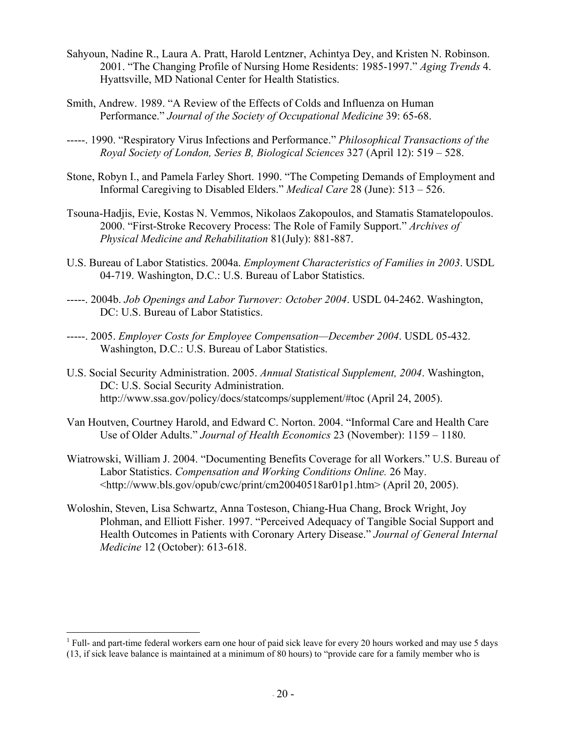Sahyoun, Nadine R., Laura A. Pratt, Harold Lentzner, Achintya Dey, and Kristen N. Robinson. 2001. "The Changing Profile of Nursing Home Residents: 1985-1997." *Aging Trends* 4. Hyattsville, MD National Center for Health Statistics.

Smith, Andrew. 1989. "A Review of the Effects of Colds and Influenza on Human Performance." *Journal of the Society of Occupational Medicine* 39: 65-68.

-----. 1990. "Respiratory Virus Infections and Performance." *Philosophical Transactions of the Royal Society of London, Series B, Biological Sciences* 327 (April 12): 519 – 528.

Stone, Robyn I., and Pamela Farley Short. 1990. "The Competing Demands of Employment and Informal Caregiving to Disabled Elders." *Medical Care* 28 (June): 513 – 526.

Tsouna-Hadjis, Evie, Kostas N. Vemmos, Nikolaos Zakopoulos, and Stamatis Stamatelopoulos. 2000. "First-Stroke Recovery Process: The Role of Family Support." *Archives of Physical Medicine and Rehabilitation* 81(July): 881-887.

U.S. Bureau of Labor Statistics. 2004a. *Employment Characteristics of Families in 2003*. USDL 04-719. Washington, D.C.: U.S. Bureau of Labor Statistics.

-----. 2004b. *Job Openings and Labor Turnover: October 2004*. USDL 04-2462. Washington, DC: U.S. Bureau of Labor Statistics.

-----. 2005. *Employer Costs for Employee Compensation—December 2004*. USDL 05-432. Washington, D.C.: U.S. Bureau of Labor Statistics.

U.S. Social Security Administration. 2005. *Annual Statistical Supplement, 2004*. Washington, DC: U.S. Social Security Administration. http://www.ssa.gov/policy/docs/statcomps/supplement/#toc (April 24, 2005).

Van Houtven, Courtney Harold, and Edward C. Norton. 2004. "Informal Care and Health Care Use of Older Adults." *Journal of Health Economics* 23 (November): 1159 – 1180.

Wiatrowski, William J. 2004. "Documenting Benefits Coverage for all Workers." U.S. Bureau of Labor Statistics. *Compensation and Working Conditions Online.* 26 May. <http://www.bls.gov/opub/cwc/print/cm20040518ar01p1.htm> (April 20, 2005).

Woloshin, Steven, Lisa Schwartz, Anna Tosteson, Chiang-Hua Chang, Brock Wright, Joy Plohman, and Elliott Fisher. 1997. "Perceived Adequacy of Tangible Social Support and Health Outcomes in Patients with Coronary Artery Disease." *Journal of General Internal Medicine* 12 (October): 613-618.

---

[1] Full- and part-time federal workers earn one hour of paid sick leave for every 20 hours worked and may use 5 days (13, if sick leave balance is maintained at a minimum of 80 hours) to "provide care for a family member who is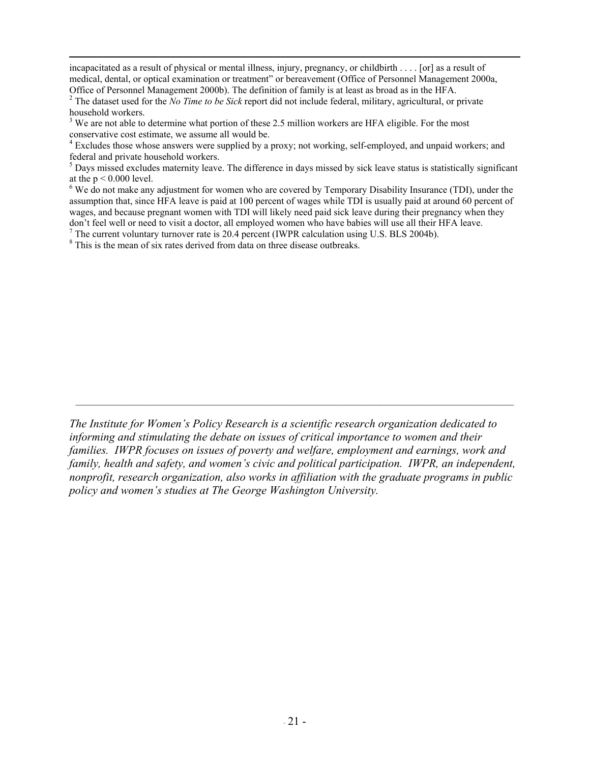incapacitated as a result of physical or mental illness, injury, pregnancy, or childbirth . . . . [or] as a result of medical, dental, or optical examination or treatment" or bereavement (Office of Personnel Management 2000a, Office of Personnel Management 2000b). The definition of family is at least as broad as in the HFA.

[2] The dataset used for the *No Time to be Sick* report did not include federal, military, agricultural, or private household workers.

[3] We are not able to determine what portion of these 2.5 million workers are HFA eligible. For the most conservative cost estimate, we assume all would be.

[4] Excludes those whose answers were supplied by a proxy; not working, self-employed, and unpaid workers; and federal and private household workers.

[5] Days missed excludes maternity leave. The difference in days missed by sick leave status is statistically significant at the $p < 0.000$ level.

[6] We do not make any adjustment for women who are covered by Temporary Disability Insurance (TDI), under the assumption that, since HFA leave is paid at 100 percent of wages while TDI is usually paid at around 60 percent of wages, and because pregnant women with TDI will likely need paid sick leave during their pregnancy when they don't feel well or need to visit a doctor, all employed women who have babies will use all their HFA leave.

[7] The current voluntary turnover rate is 20.4 percent (IWPR calculation using U.S. BLS 2004b).

[8] This is the mean of six rates derived from data on three disease outbreaks.

---

*The Institute for Women's Policy Research is a scientific research organization dedicated to informing and stimulating the debate on issues of critical importance to women and their families. IWPR focuses on issues of poverty and welfare, employment and earnings, work and family, health and safety, and women's civic and political participation. IWPR, an independent, nonprofit, research organization, also works in affiliation with the graduate programs in public policy and women's studies at The George Washington University.*